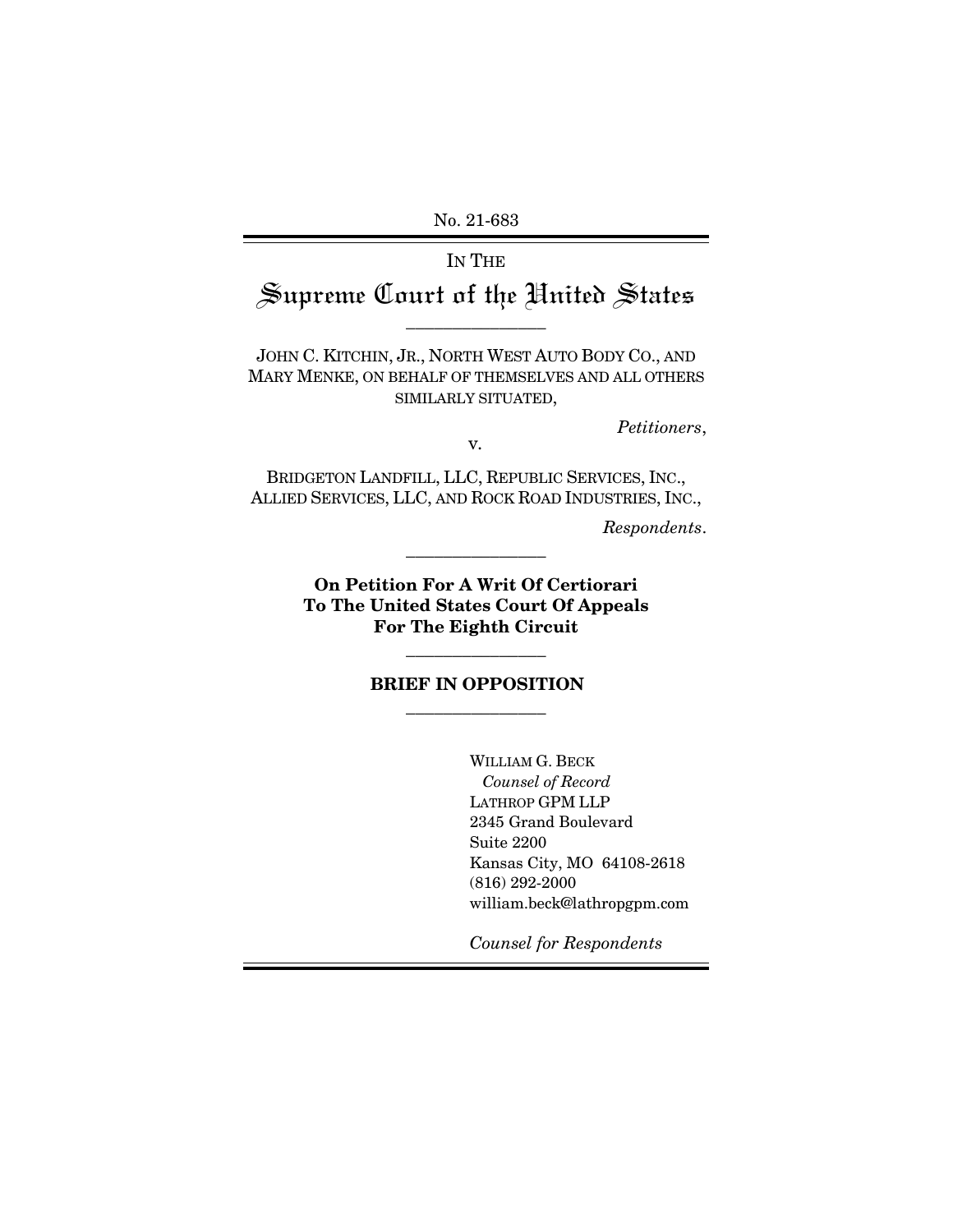No. 21-683

IN THE

# Supreme Court of the United States

---

JOHN C. KITCHIN, JR., NORTH WEST AUTO BODY CO., AND MARY MENKE, ON BEHALF OF THEMSELVES AND ALL OTHERS SIMILARLY SITUATED,

*Petitioners*,

v.

BRIDGETON LANDFILL, LLC, REPUBLIC SERVICES, INC., ALLIED SERVICES, LLC, AND ROCK ROAD INDUSTRIES, INC.,

*Respondents*.

---

**On Petition For A Writ Of Certiorari To The United States Court Of Appeals For The Eighth Circuit**

---

**BRIEF IN OPPOSITION**

---

WILLIAM G. BECK
*Counsel of Record*
LATHROP GPM LLP
2345 Grand Boulevard
Suite 2200
Kansas City, MO 64108-2618
(816) 292-2000
william.beck@lathropgpm.com

*Counsel for Respondents*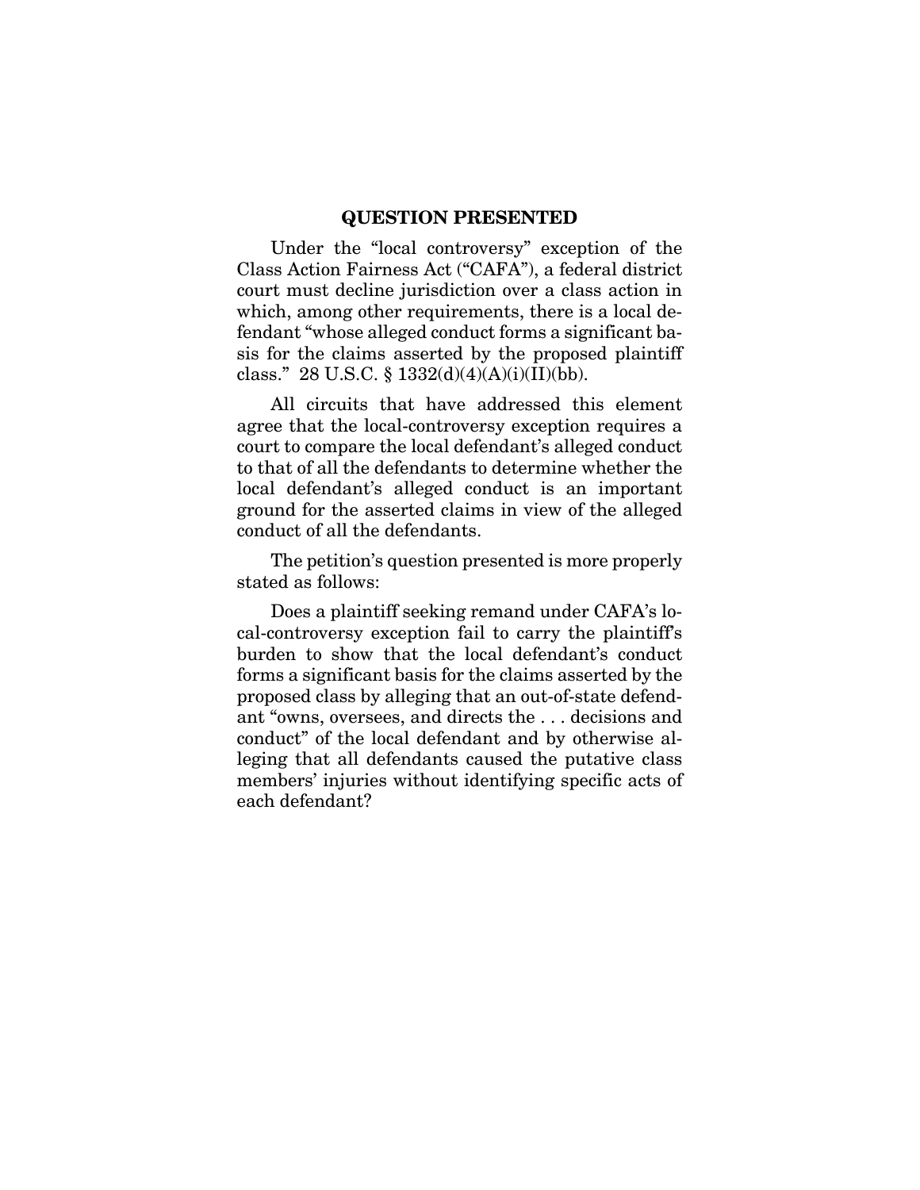## QUESTION PRESENTED

Under the "local controversy" exception of the Class Action Fairness Act ("CAFA"), a federal district court must decline jurisdiction over a class action in which, among other requirements, there is a local defendant "whose alleged conduct forms a significant basis for the claims asserted by the proposed plaintiff class." 28 U.S.C. § 1332(d)(4)(A)(i)(II)(bb).

All circuits that have addressed this element agree that the local-controversy exception requires a court to compare the local defendant's alleged conduct to that of all the defendants to determine whether the local defendant's alleged conduct is an important ground for the asserted claims in view of the alleged conduct of all the defendants.

The petition's question presented is more properly stated as follows:

Does a plaintiff seeking remand under CAFA's local-controversy exception fail to carry the plaintiff's burden to show that the local defendant's conduct forms a significant basis for the claims asserted by the proposed class by alleging that an out-of-state defendant "owns, oversees, and directs the . . . decisions and conduct" of the local defendant and by otherwise alleging that all defendants caused the putative class members' injuries without identifying specific acts of each defendant?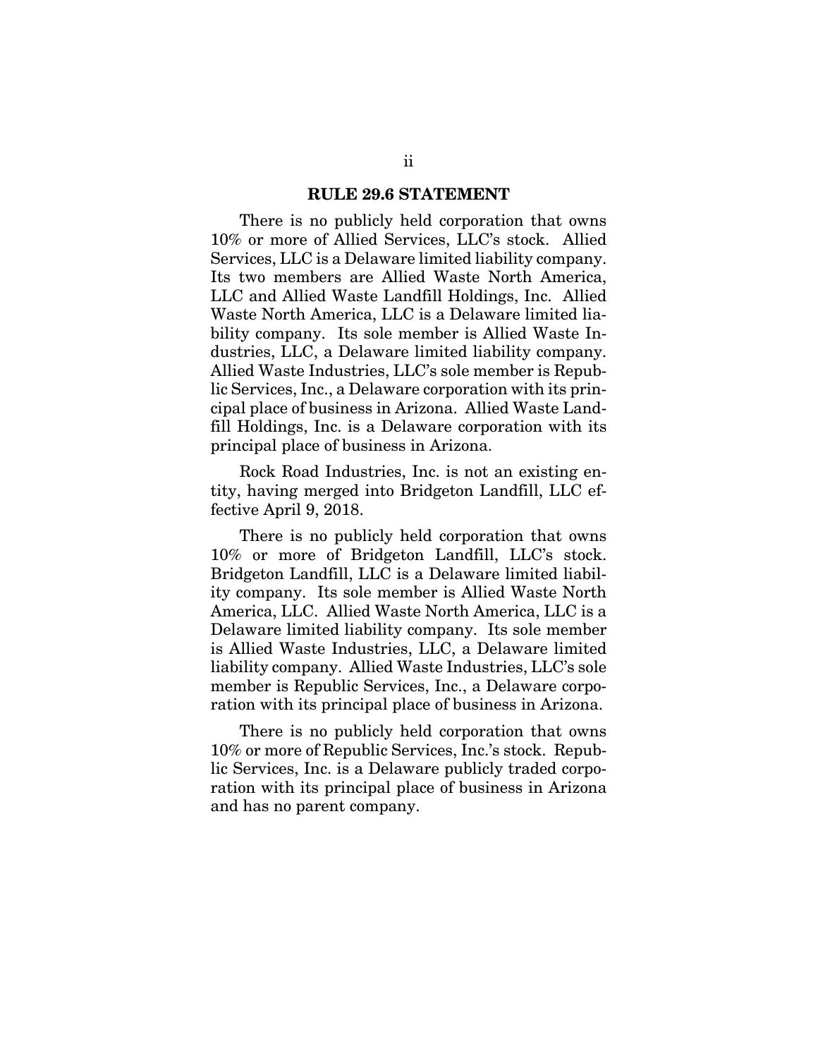## RULE 29.6 STATEMENT

There is no publicly held corporation that owns 10% or more of Allied Services, LLC's stock. Allied Services, LLC is a Delaware limited liability company. Its two members are Allied Waste North America, LLC and Allied Waste Landfill Holdings, Inc. Allied Waste North America, LLC is a Delaware limited liability company. Its sole member is Allied Waste Industries, LLC, a Delaware limited liability company. Allied Waste Industries, LLC's sole member is Republic Services, Inc., a Delaware corporation with its principal place of business in Arizona. Allied Waste Landfill Holdings, Inc. is a Delaware corporation with its principal place of business in Arizona.

Rock Road Industries, Inc. is not an existing entity, having merged into Bridgeton Landfill, LLC effective April 9, 2018.

There is no publicly held corporation that owns 10% or more of Bridgeton Landfill, LLC's stock. Bridgeton Landfill, LLC is a Delaware limited liability company. Its sole member is Allied Waste North America, LLC. Allied Waste North America, LLC is a Delaware limited liability company. Its sole member is Allied Waste Industries, LLC, a Delaware limited liability company. Allied Waste Industries, LLC's sole member is Republic Services, Inc., a Delaware corporation with its principal place of business in Arizona.

There is no publicly held corporation that owns 10% or more of Republic Services, Inc.'s stock. Republic Services, Inc. is a Delaware publicly traded corporation with its principal place of business in Arizona and has no parent company.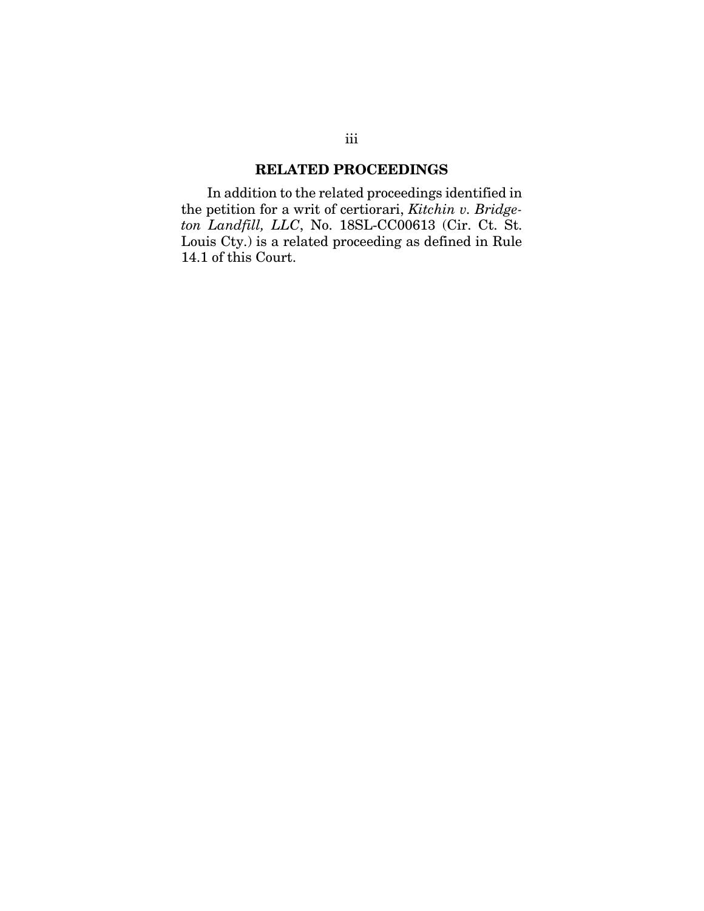## RELATED PROCEEDINGS

In addition to the related proceedings identified in the petition for a writ of certiorari, *Kitchin v. Bridgeton Landfill, LLC*, No. 18SL-CC00613 (Cir. Ct. St. Louis Cty.) is a related proceeding as defined in Rule 14.1 of this Court.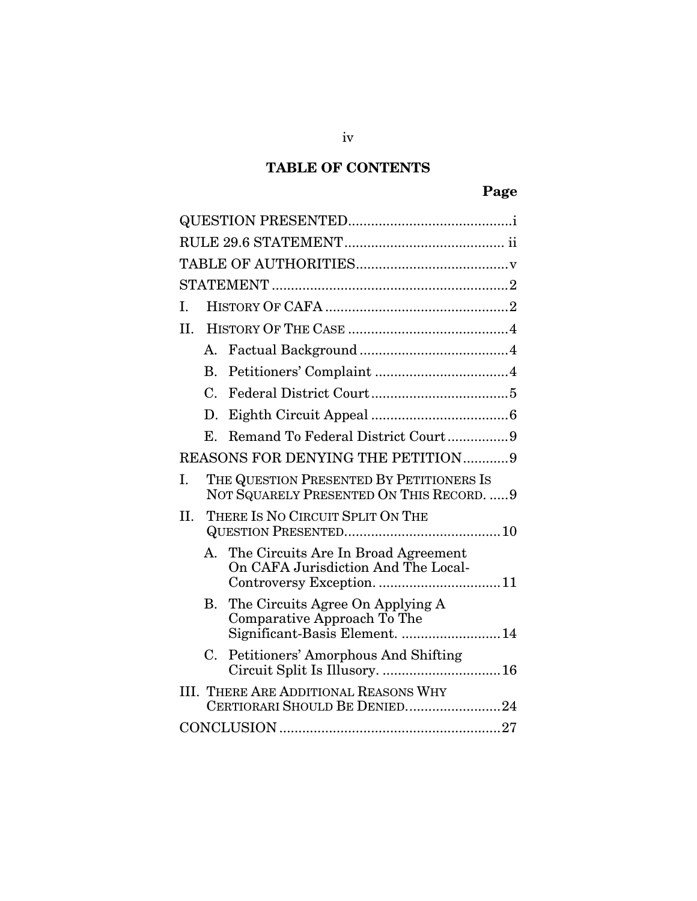## TABLE OF CONTENTS

| | Page |
|---|---|
| QUESTION PRESENTED | i |
| RULE 29.6 STATEMENT | ii |
| TABLE OF AUTHORITIES | v |
| STATEMENT | 2 |
| I. HISTORY OF CAFA | 2 |
| II. HISTORY OF THE CASE | 4 |
| A. Factual Background | 4 |
| B. Petitioners' Complaint | 4 |
| C. Federal District Court | 5 |
| D. Eighth Circuit Appeal | 6 |
| E. Remand To Federal District Court | 9 |
| REASONS FOR DENYING THE PETITION | 9 |
| I. THE QUESTION PRESENTED BY PETITIONERS IS NOT SQUARELY PRESENTED ON THIS RECORD. | 9 |
| II. THERE IS NO CIRCUIT SPLIT ON THE QUESTION PRESENTED | 10 |
| A. The Circuits Are In Broad Agreement On CAFA Jurisdiction And The Local-Controversy Exception. | 11 |
| B. The Circuits Agree On Applying A Comparative Approach To The Significant-Basis Element. | 14 |
| C. Petitioners' Amorphous And Shifting Circuit Split Is Illusory. | 16 |
| III. THERE ARE ADDITIONAL REASONS WHY CERTIORARI SHOULD BE DENIED. | 24 |
| CONCLUSION | 27 |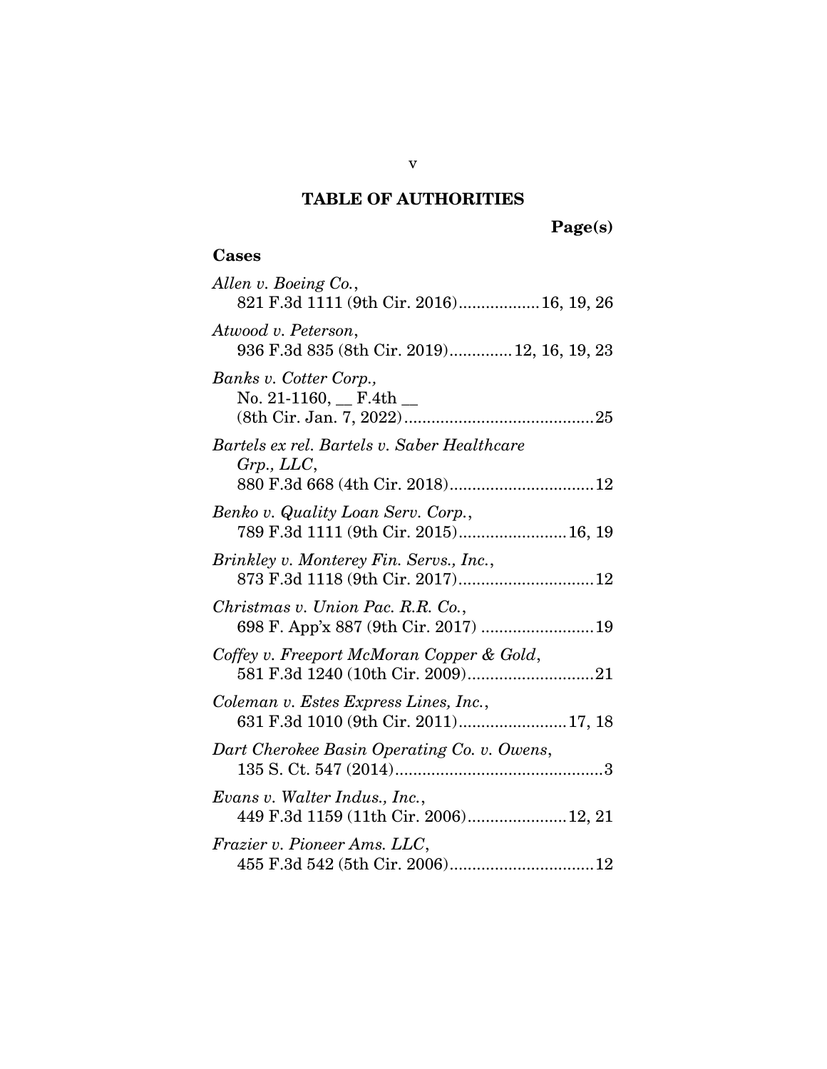# TABLE OF AUTHORITIES

**Page(s)**

## Cases

*Allen v. Boeing Co.*,
821 F.3d 1111 (9th Cir. 2016)..................16, 19, 26

*Atwood v. Peterson*,
936 F.3d 835 (8th Cir. 2019).............12, 16, 19, 23

*Banks v. Cotter Corp.*,
No. 21-1160, __ F.4th __
(8th Cir. Jan. 7, 2022)..........................................25

*Bartels ex rel. Bartels v. Saber Healthcare Grp., LLC*,
880 F.3d 668 (4th Cir. 2018)................................12

*Benko v. Quality Loan Serv. Corp.*,
789 F.3d 1111 (9th Cir. 2015)........................16, 19

*Brinkley v. Monterey Fin. Servs., Inc.*,
873 F.3d 1118 (9th Cir. 2017)..............................12

*Christmas v. Union Pac. R.R. Co.*,
698 F. App'x 887 (9th Cir. 2017) .........................19

*Coffey v. Freeport McMoran Copper & Gold*,
581 F.3d 1240 (10th Cir. 2009)............................21

*Coleman v. Estes Express Lines, Inc.*,
631 F.3d 1010 (9th Cir. 2011)........................17, 18

*Dart Cherokee Basin Operating Co. v. Owens*,
135 S. Ct. 547 (2014)..............................................3

*Evans v. Walter Indus., Inc.*,
449 F.3d 1159 (11th Cir. 2006)......................12, 21

*Frazier v. Pioneer Ams. LLC*,
455 F.3d 542 (5th Cir. 2006)................................12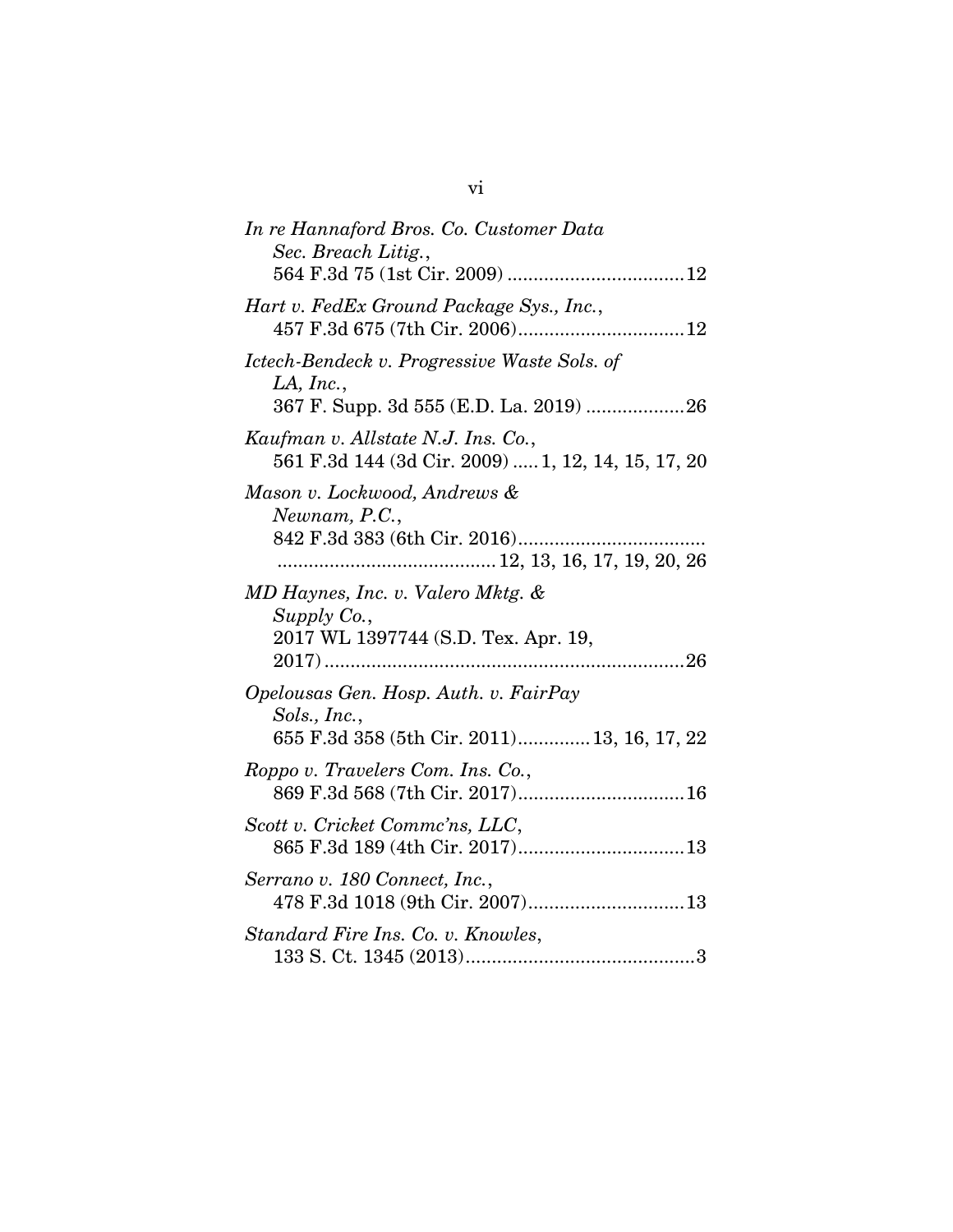*In re Hannaford Bros. Co. Customer Data Sec. Breach Litig.*,
564 F.3d 75 (1st Cir. 2009) .................................12

*Hart v. FedEx Ground Package Sys., Inc.*,
457 F.3d 675 (7th Cir. 2006)................................12

*Ictech-Bendeck v. Progressive Waste Sols. of LA, Inc.*,
367 F. Supp. 3d 555 (E.D. La. 2019) ...................26

*Kaufman v. Allstate N.J. Ins. Co.*,
561 F.3d 144 (3d Cir. 2009) .....1, 12, 14, 15, 17, 20

*Mason v. Lockwood, Andrews & Newnam, P.C.*,
842 F.3d 383 (6th Cir. 2016)....................................
..........................................12, 13, 16, 17, 19, 20, 26

*MD Haynes, Inc. v. Valero Mktg. & Supply Co.*,
2017 WL 1397744 (S.D. Tex. Apr. 19, 2017).....................................................................26

*Opelousas Gen. Hosp. Auth. v. FairPay Sols., Inc.*,
655 F.3d 358 (5th Cir. 2011).............13, 16, 17, 22

*Roppo v. Travelers Com. Ins. Co.*,
869 F.3d 568 (7th Cir. 2017)................................16

*Scott v. Cricket Commc'ns, LLC*,
865 F.3d 189 (4th Cir. 2017)................................13

*Serrano v. 180 Connect, Inc.*,
478 F.3d 1018 (9th Cir. 2007)..............................13

*Standard Fire Ins. Co. v. Knowles*,
133 S. Ct. 1345 (2013)............................................3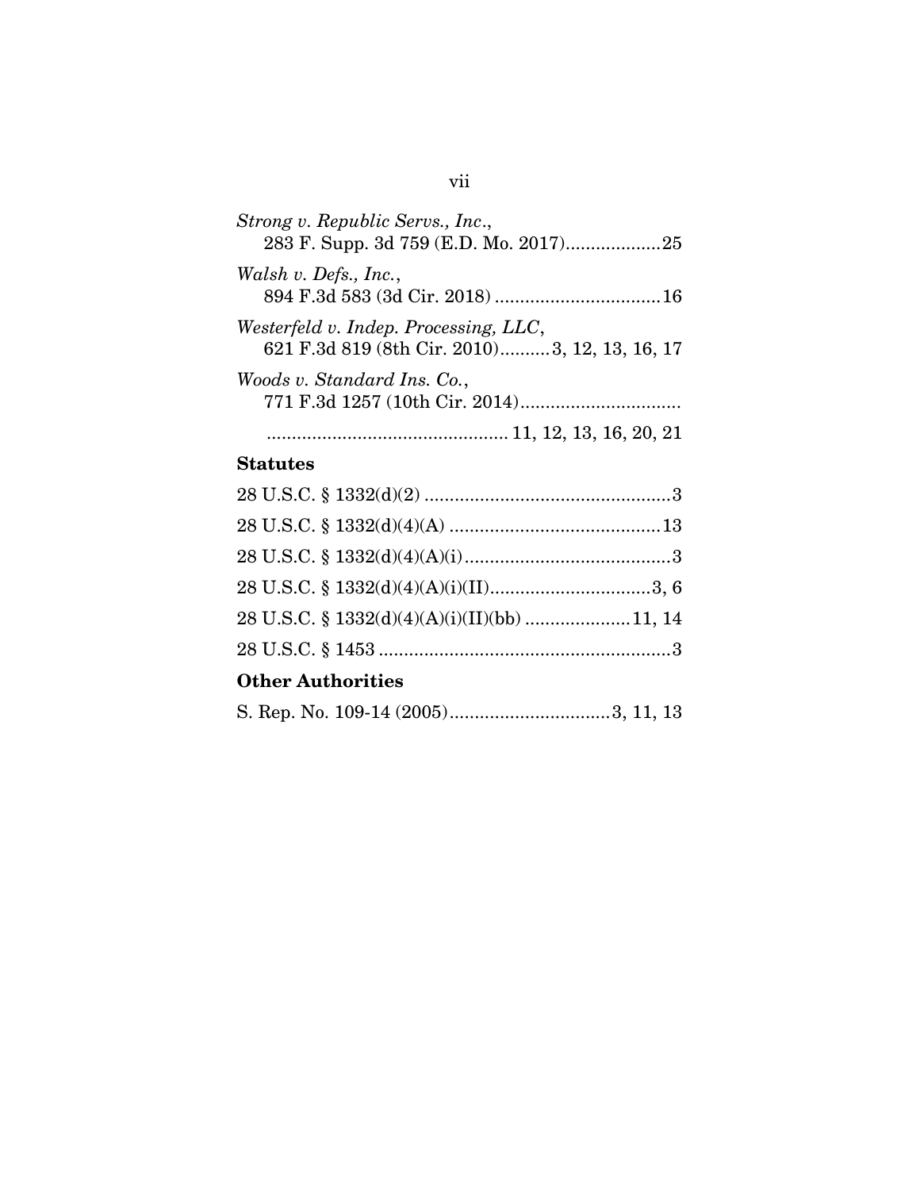*Strong v. Republic Servs., Inc.*,
283 F. Supp. 3d 759 (E.D. Mo. 2017)..................25

*Walsh v. Defs., Inc.*,
894 F.3d 583 (3d Cir. 2018) ................................16

*Westerfeld v. Indep. Processing, LLC*,
621 F.3d 819 (8th Cir. 2010)..........3, 12, 13, 16, 17

*Woods v. Standard Ins. Co.*,
771 F.3d 1257 (10th Cir. 2014)................................
............................................... 11, 12, 13, 16, 20, 21

**Statutes**

28 U.S.C. § 1332(d)(2) ................................................3

28 U.S.C. § 1332(d)(4)(A) .........................................13

28 U.S.C. § 1332(d)(4)(A)(i).........................................3

28 U.S.C. § 1332(d)(4)(A)(i)(II)...............................3, 6

28 U.S.C. § 1332(d)(4)(A)(i)(II)(bb) ....................11, 14

28 U.S.C. § 1453 .........................................................3

**Other Authorities**

S. Rep. No. 109-14 (2005)...............................3, 11, 13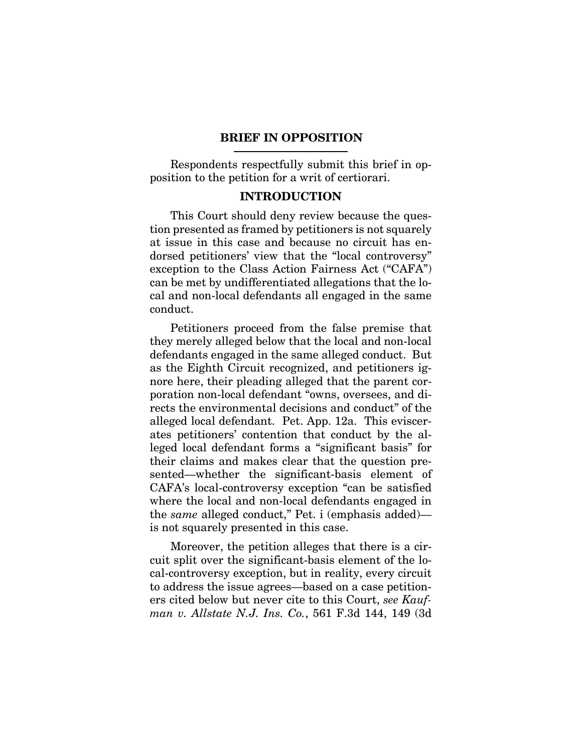## BRIEF IN OPPOSITION

Respondents respectfully submit this brief in opposition to the petition for a writ of certiorari.

## INTRODUCTION

This Court should deny review because the question presented as framed by petitioners is not squarely at issue in this case and because no circuit has endorsed petitioners' view that the "local controversy" exception to the Class Action Fairness Act ("CAFA") can be met by undifferentiated allegations that the local and non-local defendants all engaged in the same conduct.

Petitioners proceed from the false premise that they merely alleged below that the local and non-local defendants engaged in the same alleged conduct. But as the Eighth Circuit recognized, and petitioners ignore here, their pleading alleged that the parent corporation non-local defendant "owns, oversees, and directs the environmental decisions and conduct" of the alleged local defendant. Pet. App. 12a. This eviscerates petitioners' contention that conduct by the alleged local defendant forms a "significant basis" for their claims and makes clear that the question presented—whether the significant-basis element of CAFA's local-controversy exception "can be satisfied where the local and non-local defendants engaged in the *same* alleged conduct," Pet. i (emphasis added)—is not squarely presented in this case.

Moreover, the petition alleges that there is a circuit split over the significant-basis element of the local-controversy exception, but in reality, every circuit to address the issue agrees—based on a case petitioners cited below but never cite to this Court, *see Kaufman v. Allstate N.J. Ins. Co.*, 561 F.3d 144, 149 (3d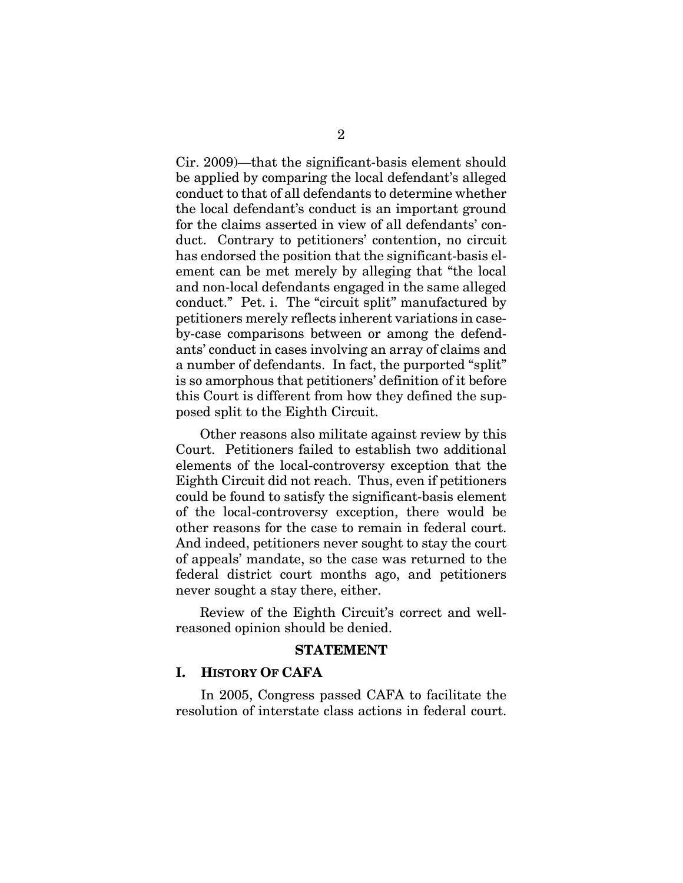Cir. 2009)—that the significant-basis element should be applied by comparing the local defendant's alleged conduct to that of all defendants to determine whether the local defendant's conduct is an important ground for the claims asserted in view of all defendants' conduct. Contrary to petitioners' contention, no circuit has endorsed the position that the significant-basis element can be met merely by alleging that "the local and non-local defendants engaged in the same alleged conduct." Pet. i. The "circuit split" manufactured by petitioners merely reflects inherent variations in case-by-case comparisons between or among the defendants' conduct in cases involving an array of claims and a number of defendants. In fact, the purported "split" is so amorphous that petitioners' definition of it before this Court is different from how they defined the supposed split to the Eighth Circuit.

Other reasons also militate against review by this Court. Petitioners failed to establish two additional elements of the local-controversy exception that the Eighth Circuit did not reach. Thus, even if petitioners could be found to satisfy the significant-basis element of the local-controversy exception, there would be other reasons for the case to remain in federal court. And indeed, petitioners never sought to stay the court of appeals' mandate, so the case was returned to the federal district court months ago, and petitioners never sought a stay there, either.

Review of the Eighth Circuit's correct and well-reasoned opinion should be denied.

## STATEMENT

### I. HISTORY OF CAFA

In 2005, Congress passed CAFA to facilitate the resolution of interstate class actions in federal court.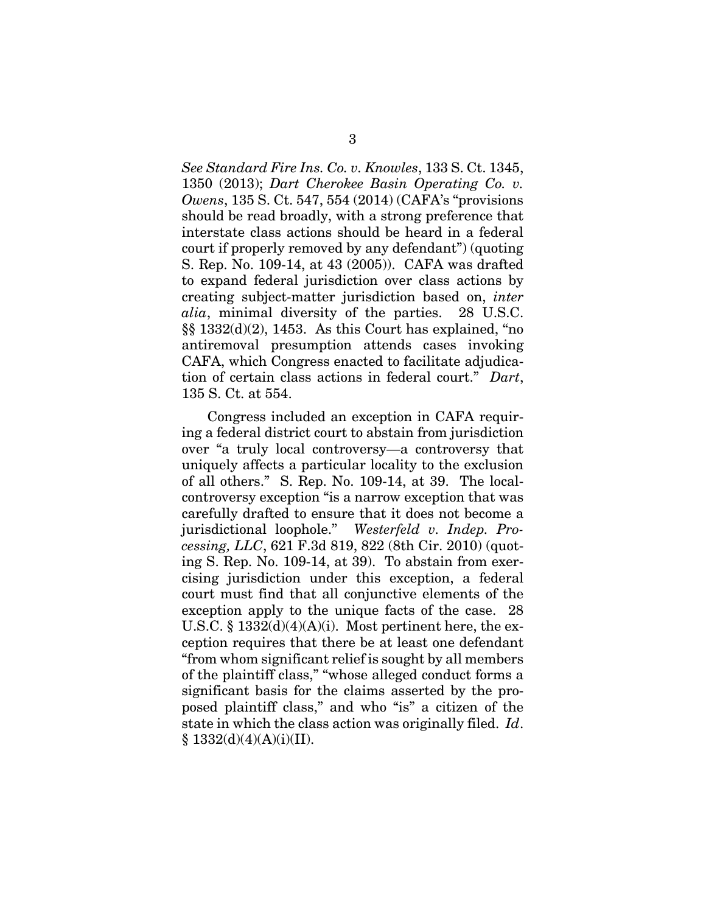*See Standard Fire Ins. Co. v. Knowles*, 133 S. Ct. 1345, 1350 (2013); *Dart Cherokee Basin Operating Co. v. Owens*, 135 S. Ct. 547, 554 (2014) (CAFA's "provisions should be read broadly, with a strong preference that interstate class actions should be heard in a federal court if properly removed by any defendant") (quoting S. Rep. No. 109-14, at 43 (2005)). CAFA was drafted to expand federal jurisdiction over class actions by creating subject-matter jurisdiction based on, *inter alia*, minimal diversity of the parties. 28 U.S.C. §§ 1332(d)(2), 1453. As this Court has explained, "no antiremoval presumption attends cases invoking CAFA, which Congress enacted to facilitate adjudication of certain class actions in federal court." *Dart*, 135 S. Ct. at 554.

Congress included an exception in CAFA requiring a federal district court to abstain from jurisdiction over "a truly local controversy—a controversy that uniquely affects a particular locality to the exclusion of all others." S. Rep. No. 109-14, at 39. The local-controversy exception "is a narrow exception that was carefully drafted to ensure that it does not become a jurisdictional loophole." *Westerfeld v. Indep. Processing, LLC*, 621 F.3d 819, 822 (8th Cir. 2010) (quoting S. Rep. No. 109-14, at 39). To abstain from exercising jurisdiction under this exception, a federal court must find that all conjunctive elements of the exception apply to the unique facts of the case. 28 U.S.C. § 1332(d)(4)(A)(i). Most pertinent here, the exception requires that there be at least one defendant "from whom significant relief is sought by all members of the plaintiff class," "whose alleged conduct forms a significant basis for the claims asserted by the proposed plaintiff class," and who "is" a citizen of the state in which the class action was originally filed. *Id*. § 1332(d)(4)(A)(i)(II).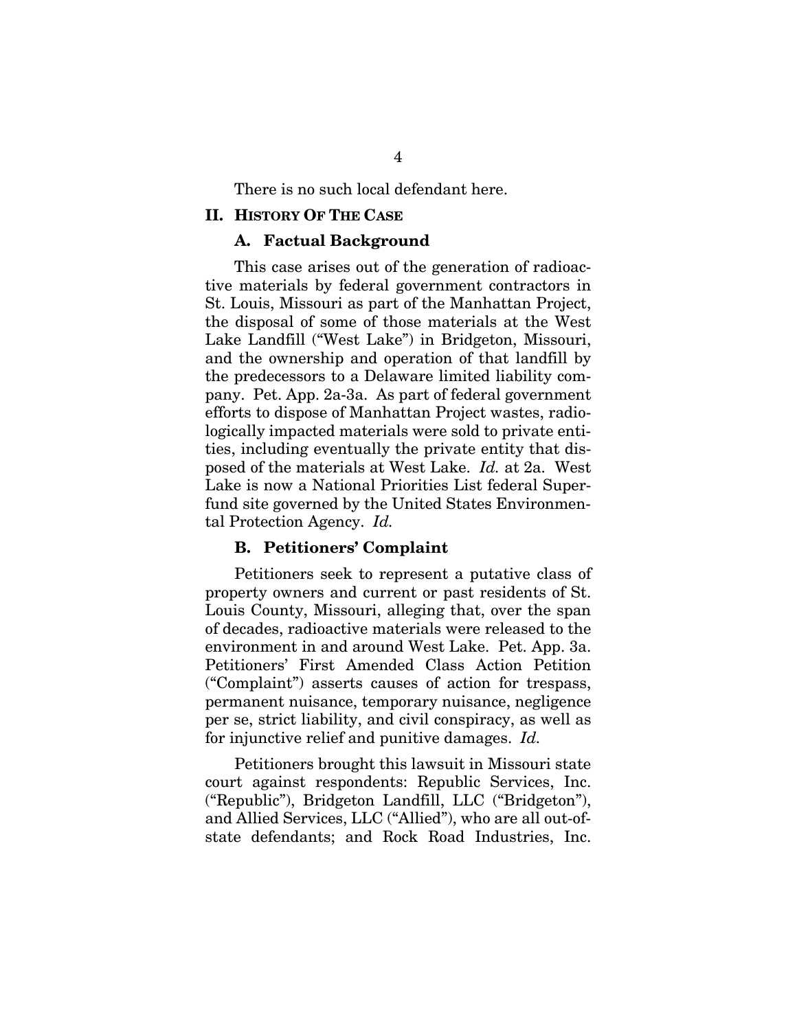There is no such local defendant here.

## II. HISTORY OF THE CASE

### A. Factual Background

This case arises out of the generation of radioactive materials by federal government contractors in St. Louis, Missouri as part of the Manhattan Project, the disposal of some of those materials at the West Lake Landfill ("West Lake") in Bridgeton, Missouri, and the ownership and operation of that landfill by the predecessors to a Delaware limited liability company. Pet. App. 2a-3a. As part of federal government efforts to dispose of Manhattan Project wastes, radiologically impacted materials were sold to private entities, including eventually the private entity that disposed of the materials at West Lake. *Id.* at 2a. West Lake is now a National Priorities List federal Superfund site governed by the United States Environmental Protection Agency. *Id.*

### B. Petitioners' Complaint

Petitioners seek to represent a putative class of property owners and current or past residents of St. Louis County, Missouri, alleging that, over the span of decades, radioactive materials were released to the environment in and around West Lake. Pet. App. 3a. Petitioners' First Amended Class Action Petition ("Complaint") asserts causes of action for trespass, permanent nuisance, temporary nuisance, negligence per se, strict liability, and civil conspiracy, as well as for injunctive relief and punitive damages. *Id.*

Petitioners brought this lawsuit in Missouri state court against respondents: Republic Services, Inc. ("Republic"), Bridgeton Landfill, LLC ("Bridgeton"), and Allied Services, LLC ("Allied"), who are all out-of-state defendants; and Rock Road Industries, Inc.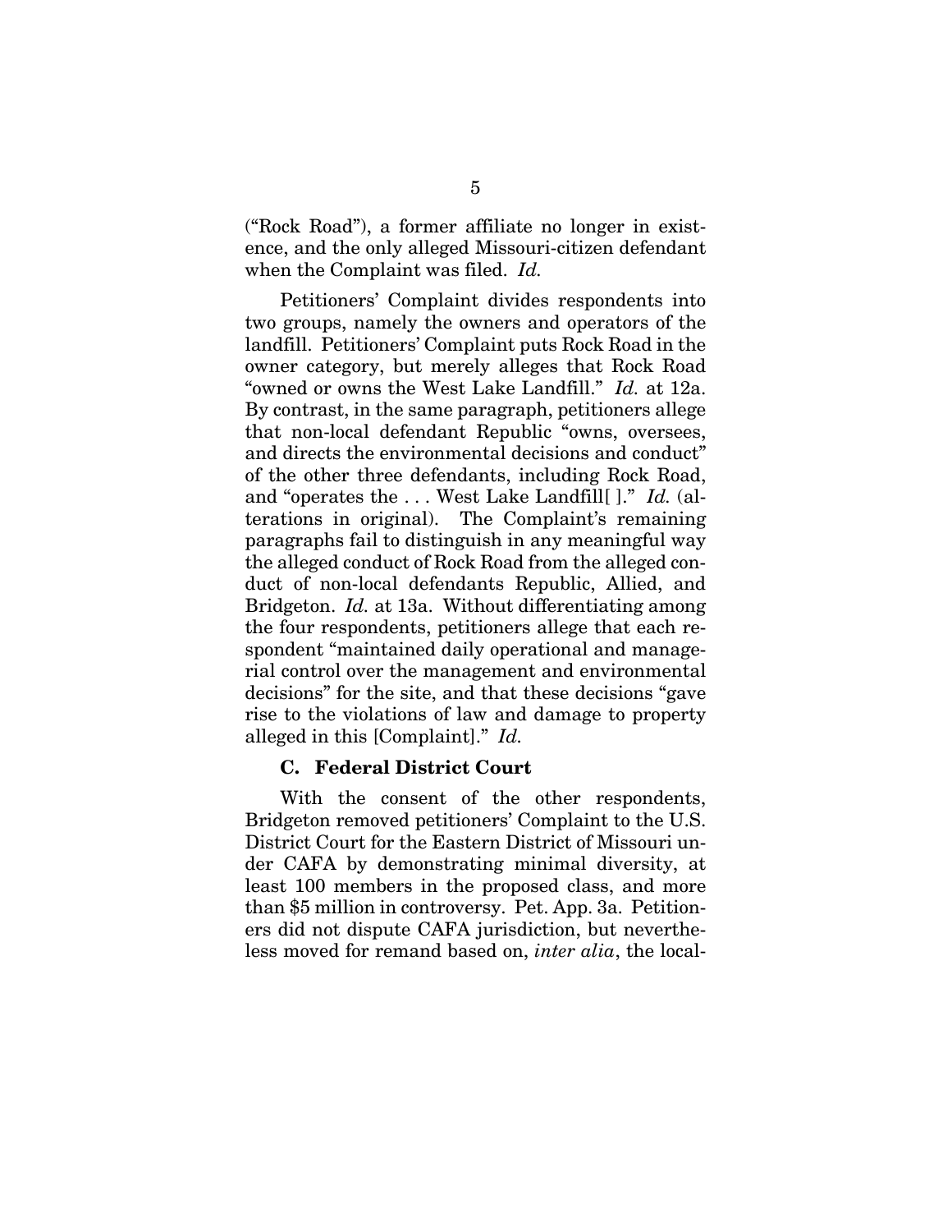("Rock Road"), a former affiliate no longer in existence, and the only alleged Missouri-citizen defendant when the Complaint was filed. *Id.*

Petitioners' Complaint divides respondents into two groups, namely the owners and operators of the landfill. Petitioners' Complaint puts Rock Road in the owner category, but merely alleges that Rock Road "owned or owns the West Lake Landfill." *Id.* at 12a. By contrast, in the same paragraph, petitioners allege that non-local defendant Republic "owns, oversees, and directs the environmental decisions and conduct" of the other three defendants, including Rock Road, and "operates the . . . West Lake Landfill[ ]." *Id.* (alterations in original). The Complaint's remaining paragraphs fail to distinguish in any meaningful way the alleged conduct of Rock Road from the alleged conduct of non-local defendants Republic, Allied, and Bridgeton. *Id.* at 13a. Without differentiating among the four respondents, petitioners allege that each respondent "maintained daily operational and managerial control over the management and environmental decisions" for the site, and that these decisions "gave rise to the violations of law and damage to property alleged in this [Complaint]." *Id.*

### C. Federal District Court

With the consent of the other respondents, Bridgeton removed petitioners' Complaint to the U.S. District Court for the Eastern District of Missouri under CAFA by demonstrating minimal diversity, at least 100 members in the proposed class, and more than $5 million in controversy. Pet. App. 3a. Petitioners did not dispute CAFA jurisdiction, but nevertheless moved for remand based on, *inter alia*, the local-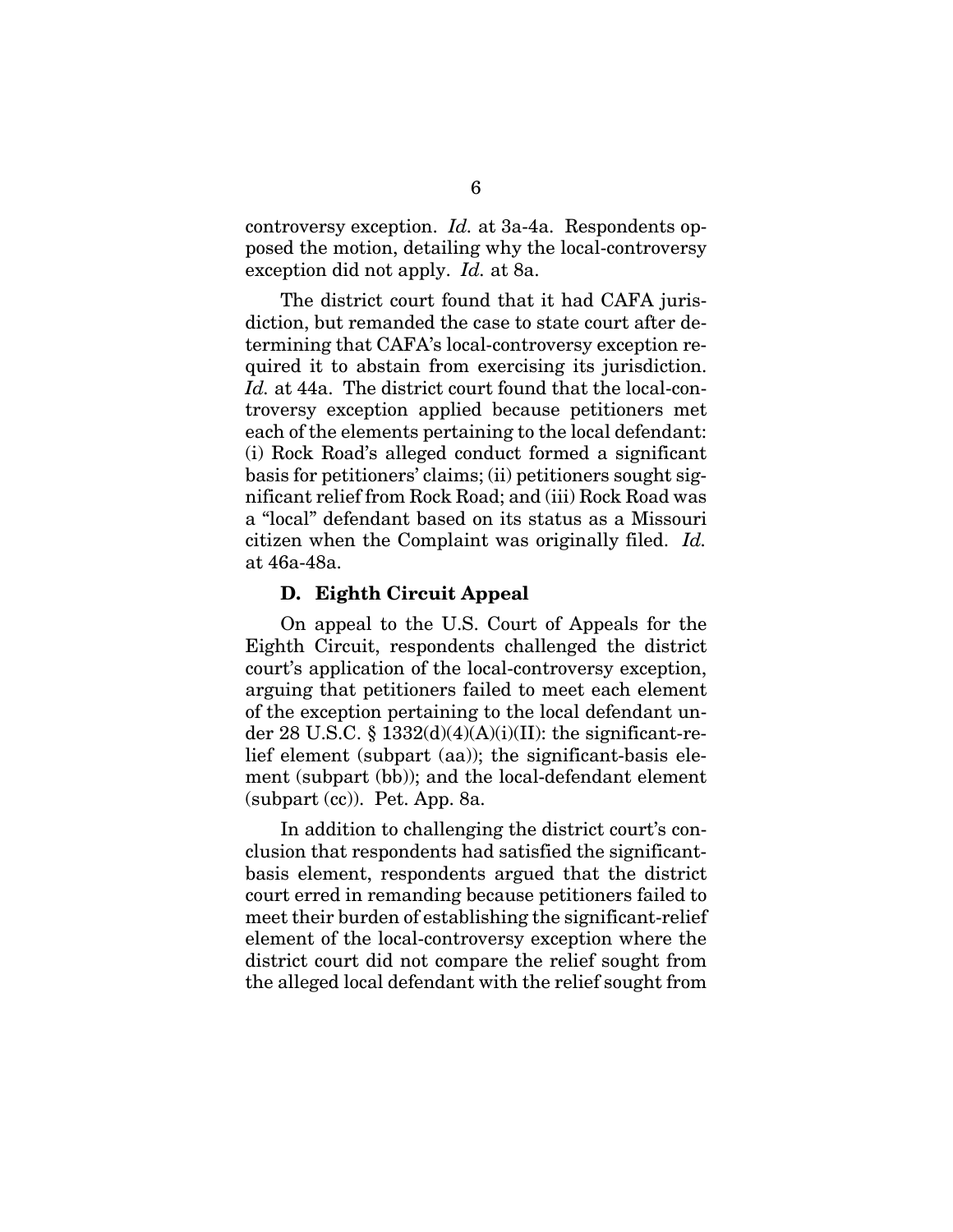controversy exception. *Id.* at 3a-4a. Respondents opposed the motion, detailing why the local-controversy exception did not apply. *Id.* at 8a.

The district court found that it had CAFA jurisdiction, but remanded the case to state court after determining that CAFA's local-controversy exception required it to abstain from exercising its jurisdiction. *Id.* at 44a. The district court found that the local-controversy exception applied because petitioners met each of the elements pertaining to the local defendant: (i) Rock Road's alleged conduct formed a significant basis for petitioners' claims; (ii) petitioners sought significant relief from Rock Road; and (iii) Rock Road was a "local" defendant based on its status as a Missouri citizen when the Complaint was originally filed. *Id.* at 46a-48a.

### D. Eighth Circuit Appeal

On appeal to the U.S. Court of Appeals for the Eighth Circuit, respondents challenged the district court's application of the local-controversy exception, arguing that petitioners failed to meet each element of the exception pertaining to the local defendant under 28 U.S.C. § 1332(d)(4)(A)(i)(II): the significant-relief element (subpart (aa)); the significant-basis element (subpart (bb)); and the local-defendant element (subpart (cc)). Pet. App. 8a.

In addition to challenging the district court's conclusion that respondents had satisfied the significant-basis element, respondents argued that the district court erred in remanding because petitioners failed to meet their burden of establishing the significant-relief element of the local-controversy exception where the district court did not compare the relief sought from the alleged local defendant with the relief sought from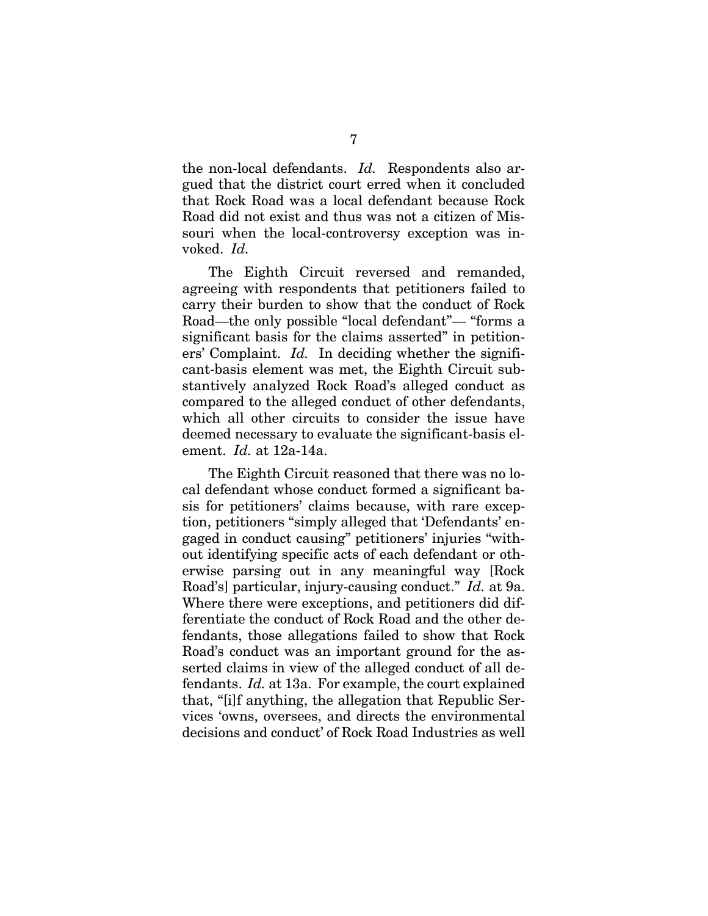the non-local defendants. *Id.* Respondents also argued that the district court erred when it concluded that Rock Road was a local defendant because Rock Road did not exist and thus was not a citizen of Missouri when the local-controversy exception was invoked. *Id.*

The Eighth Circuit reversed and remanded, agreeing with respondents that petitioners failed to carry their burden to show that the conduct of Rock Road—the only possible "local defendant"— "forms a significant basis for the claims asserted" in petitioners' Complaint. *Id.* In deciding whether the significant-basis element was met, the Eighth Circuit substantively analyzed Rock Road's alleged conduct as compared to the alleged conduct of other defendants, which all other circuits to consider the issue have deemed necessary to evaluate the significant-basis element. *Id.* at 12a-14a.

The Eighth Circuit reasoned that there was no local defendant whose conduct formed a significant basis for petitioners' claims because, with rare exception, petitioners "simply alleged that 'Defendants' engaged in conduct causing" petitioners' injuries "without identifying specific acts of each defendant or otherwise parsing out in any meaningful way [Rock Road's] particular, injury-causing conduct." *Id.* at 9a. Where there were exceptions, and petitioners did differentiate the conduct of Rock Road and the other defendants, those allegations failed to show that Rock Road's conduct was an important ground for the asserted claims in view of the alleged conduct of all defendants. *Id.* at 13a. For example, the court explained that, "[i]f anything, the allegation that Republic Services 'owns, oversees, and directs the environmental decisions and conduct' of Rock Road Industries as well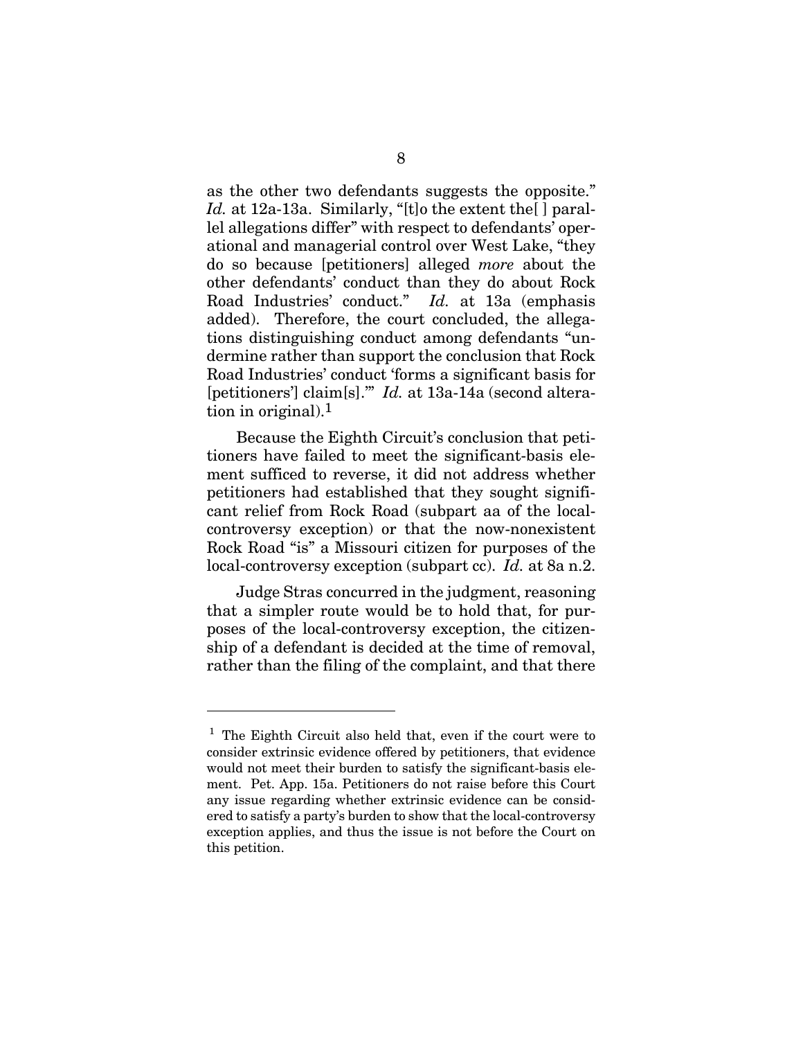as the other two defendants suggests the opposite." *Id.* at 12a-13a. Similarly, "[t]o the extent the[ ] parallel allegations differ" with respect to defendants' operational and managerial control over West Lake, "they do so because [petitioners] alleged *more* about the other defendants' conduct than they do about Rock Road Industries' conduct." *Id.* at 13a (emphasis added). Therefore, the court concluded, the allegations distinguishing conduct among defendants "undermine rather than support the conclusion that Rock Road Industries' conduct 'forms a significant basis for [petitioners'] claim[s].'" *Id.* at 13a-14a (second alteration in original).[1]

Because the Eighth Circuit's conclusion that petitioners have failed to meet the significant-basis element sufficed to reverse, it did not address whether petitioners had established that they sought significant relief from Rock Road (subpart aa of the local-controversy exception) or that the now-nonexistent Rock Road "is" a Missouri citizen for purposes of the local-controversy exception (subpart cc). *Id.* at 8a n.2.

Judge Stras concurred in the judgment, reasoning that a simpler route would be to hold that, for purposes of the local-controversy exception, the citizenship of a defendant is decided at the time of removal, rather than the filing of the complaint, and that there

---

[1] The Eighth Circuit also held that, even if the court were to consider extrinsic evidence offered by petitioners, that evidence would not meet their burden to satisfy the significant-basis element. Pet. App. 15a. Petitioners do not raise before this Court any issue regarding whether extrinsic evidence can be considered to satisfy a party's burden to show that the local-controversy exception applies, and thus the issue is not before the Court on this petition.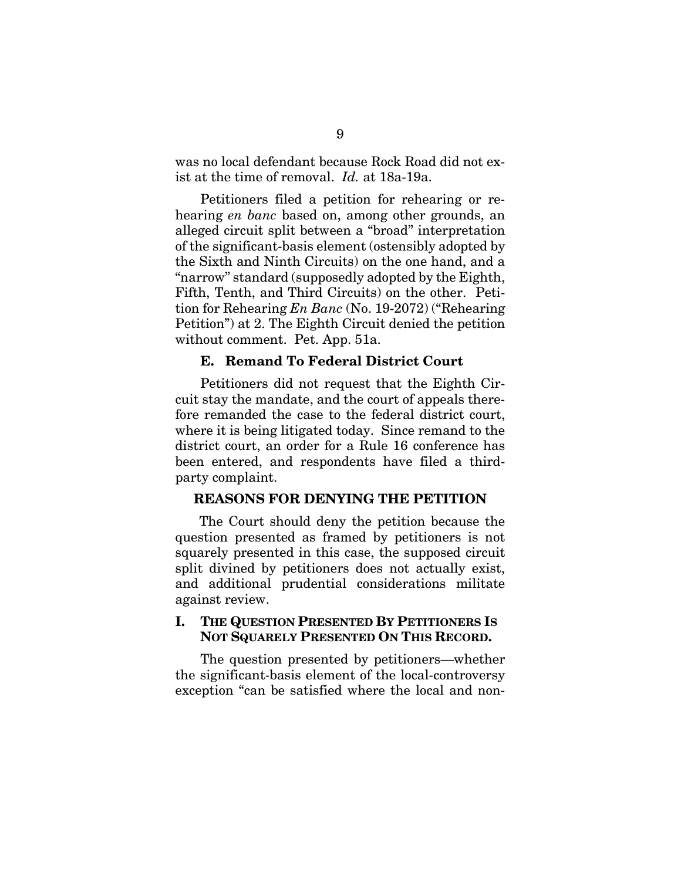was no local defendant because Rock Road did not exist at the time of removal. *Id.* at 18a-19a.

Petitioners filed a petition for rehearing or rehearing *en banc* based on, among other grounds, an alleged circuit split between a "broad" interpretation of the significant-basis element (ostensibly adopted by the Sixth and Ninth Circuits) on the one hand, and a "narrow" standard (supposedly adopted by the Eighth, Fifth, Tenth, and Third Circuits) on the other. Petition for Rehearing *En Banc* (No. 19-2072) ("Rehearing Petition") at 2. The Eighth Circuit denied the petition without comment. Pet. App. 51a.

### E. Remand To Federal District Court

Petitioners did not request that the Eighth Circuit stay the mandate, and the court of appeals therefore remanded the case to the federal district court, where it is being litigated today. Since remand to the district court, an order for a Rule 16 conference has been entered, and respondents have filed a third-party complaint.

## REASONS FOR DENYING THE PETITION

The Court should deny the petition because the question presented as framed by petitioners is not squarely presented in this case, the supposed circuit split divined by petitioners does not actually exist, and additional prudential considerations militate against review.

## I. THE QUESTION PRESENTED BY PETITIONERS IS NOT SQUARELY PRESENTED ON THIS RECORD.

The question presented by petitioners—whether the significant-basis element of the local-controversy exception "can be satisfied where the local and non-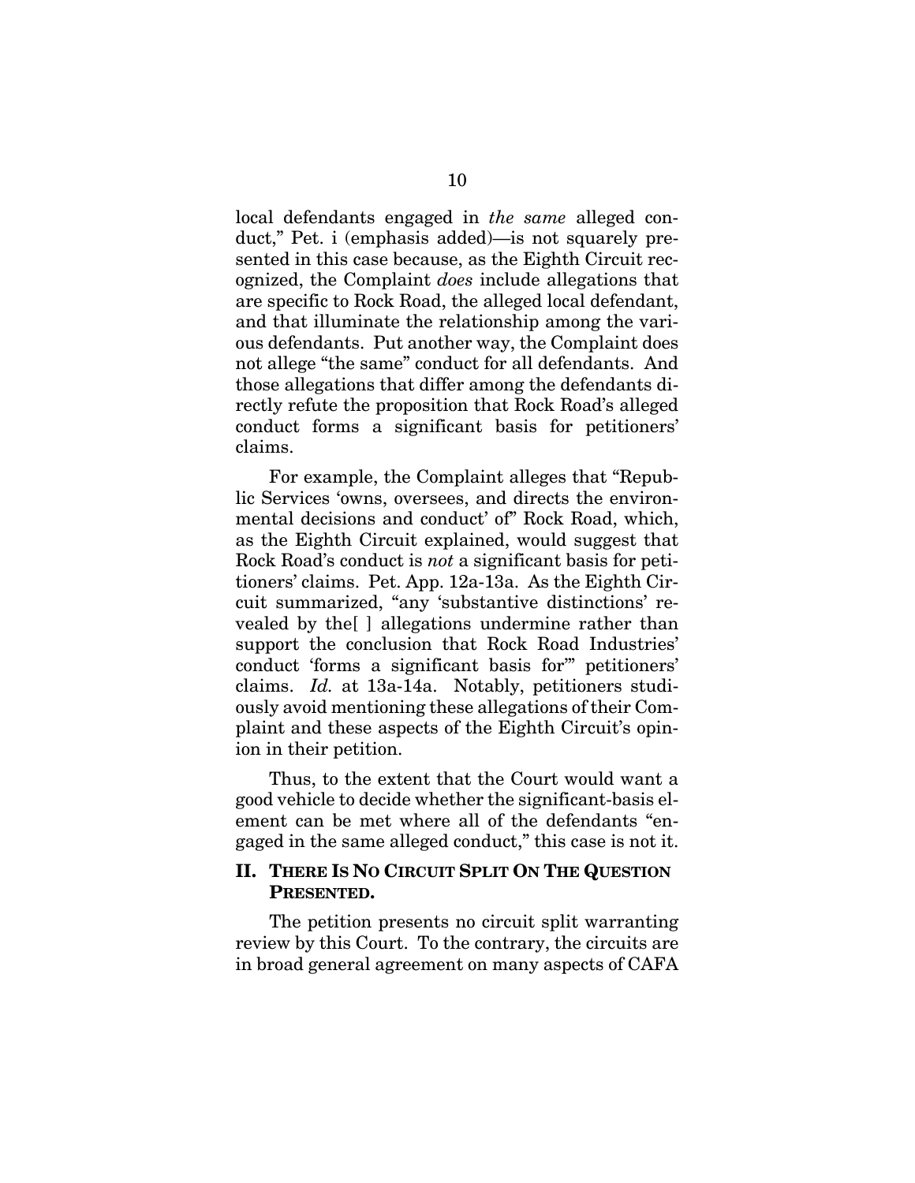local defendants engaged in *the same* alleged conduct," Pet. i (emphasis added)—is not squarely presented in this case because, as the Eighth Circuit recognized, the Complaint *does* include allegations that are specific to Rock Road, the alleged local defendant, and that illuminate the relationship among the various defendants. Put another way, the Complaint does not allege "the same" conduct for all defendants. And those allegations that differ among the defendants directly refute the proposition that Rock Road's alleged conduct forms a significant basis for petitioners' claims.

For example, the Complaint alleges that "Republic Services 'owns, oversees, and directs the environmental decisions and conduct' of" Rock Road, which, as the Eighth Circuit explained, would suggest that Rock Road's conduct is *not* a significant basis for petitioners' claims. Pet. App. 12a-13a. As the Eighth Circuit summarized, "any 'substantive distinctions' revealed by the[ ] allegations undermine rather than support the conclusion that Rock Road Industries' conduct 'forms a significant basis for'" petitioners' claims. *Id.* at 13a-14a. Notably, petitioners studiously avoid mentioning these allegations of their Complaint and these aspects of the Eighth Circuit's opinion in their petition.

Thus, to the extent that the Court would want a good vehicle to decide whether the significant-basis element can be met where all of the defendants "engaged in the same alleged conduct," this case is not it.

## II. THERE IS NO CIRCUIT SPLIT ON THE QUESTION PRESENTED.

The petition presents no circuit split warranting review by this Court. To the contrary, the circuits are in broad general agreement on many aspects of CAFA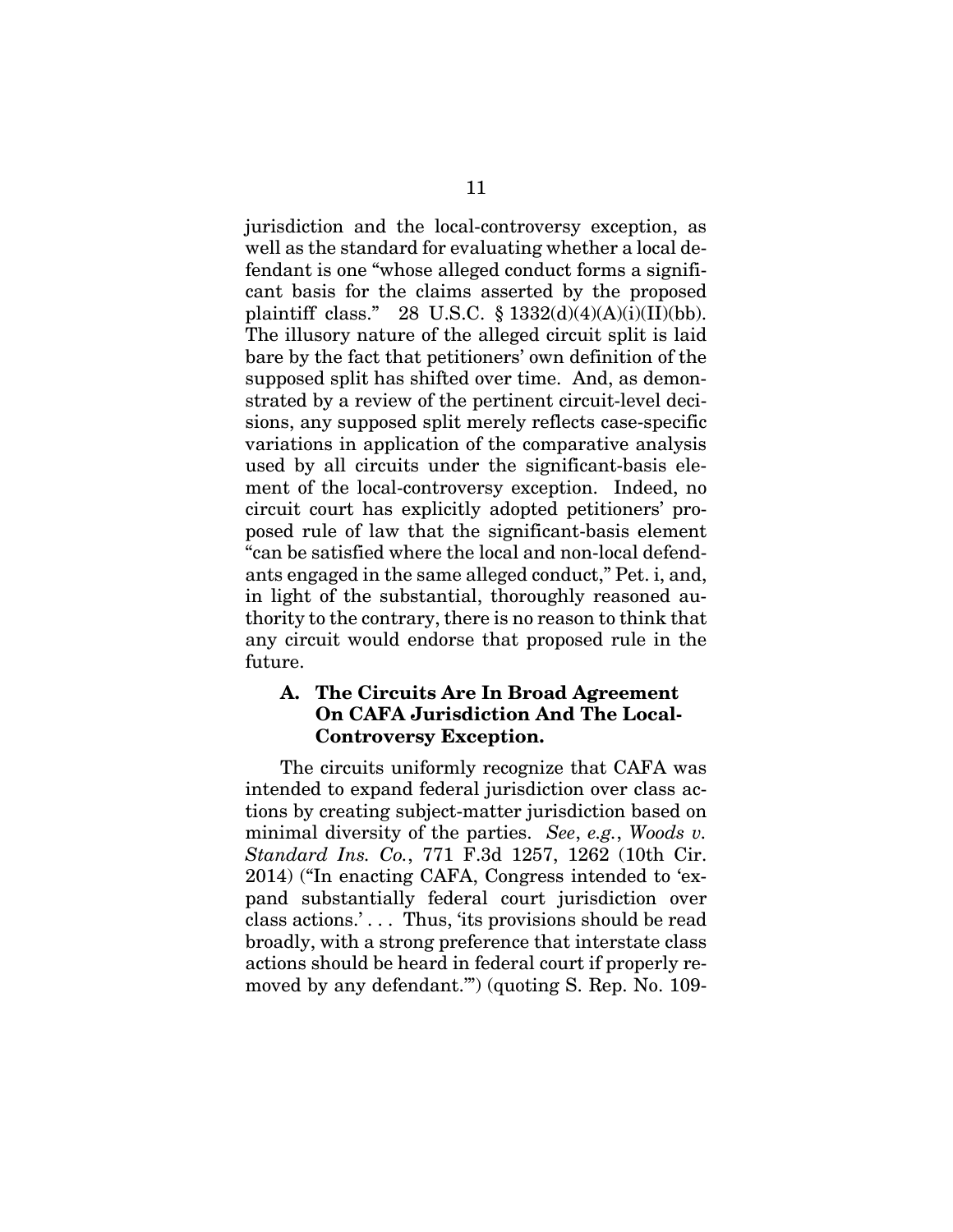jurisdiction and the local-controversy exception, as well as the standard for evaluating whether a local defendant is one "whose alleged conduct forms a significant basis for the claims asserted by the proposed plaintiff class." 28 U.S.C. § 1332(d)(4)(A)(i)(II)(bb). The illusory nature of the alleged circuit split is laid bare by the fact that petitioners' own definition of the supposed split has shifted over time. And, as demonstrated by a review of the pertinent circuit-level decisions, any supposed split merely reflects case-specific variations in application of the comparative analysis used by all circuits under the significant-basis element of the local-controversy exception. Indeed, no circuit court has explicitly adopted petitioners' proposed rule of law that the significant-basis element "can be satisfied where the local and non-local defendants engaged in the same alleged conduct," Pet. i, and, in light of the substantial, thoroughly reasoned authority to the contrary, there is no reason to think that any circuit would endorse that proposed rule in the future.

### A. The Circuits Are In Broad Agreement On CAFA Jurisdiction And The Local-Controversy Exception.

The circuits uniformly recognize that CAFA was intended to expand federal jurisdiction over class actions by creating subject-matter jurisdiction based on minimal diversity of the parties. *See*, *e.g.*, *Woods v. Standard Ins. Co.*, 771 F.3d 1257, 1262 (10th Cir. 2014) ("In enacting CAFA, Congress intended to 'expand substantially federal court jurisdiction over class actions.' . . . Thus, 'its provisions should be read broadly, with a strong preference that interstate class actions should be heard in federal court if properly removed by any defendant.'") (quoting S. Rep. No. 109-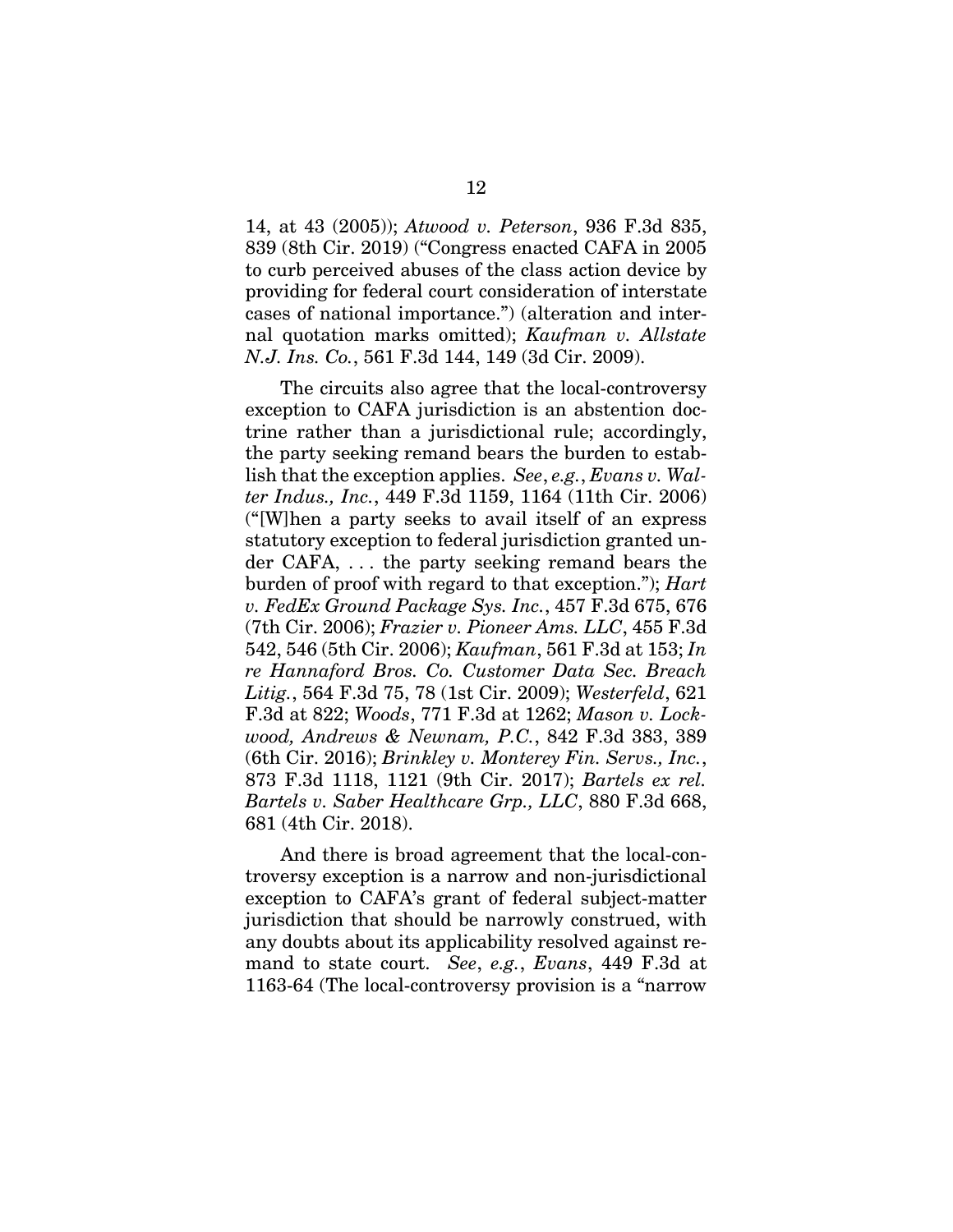14, at 43 (2005)); *Atwood v. Peterson*, 936 F.3d 835, 839 (8th Cir. 2019) ("Congress enacted CAFA in 2005 to curb perceived abuses of the class action device by providing for federal court consideration of interstate cases of national importance.") (alteration and internal quotation marks omitted); *Kaufman v. Allstate N.J. Ins. Co.*, 561 F.3d 144, 149 (3d Cir. 2009).

The circuits also agree that the local-controversy exception to CAFA jurisdiction is an abstention doctrine rather than a jurisdictional rule; accordingly, the party seeking remand bears the burden to establish that the exception applies. *See*, *e.g.*, *Evans v. Walter Indus., Inc.*, 449 F.3d 1159, 1164 (11th Cir. 2006) ("[W]hen a party seeks to avail itself of an express statutory exception to federal jurisdiction granted under CAFA, . . . the party seeking remand bears the burden of proof with regard to that exception."); *Hart v. FedEx Ground Package Sys. Inc.*, 457 F.3d 675, 676 (7th Cir. 2006); *Frazier v. Pioneer Ams. LLC*, 455 F.3d 542, 546 (5th Cir. 2006); *Kaufman*, 561 F.3d at 153; *In re Hannaford Bros. Co. Customer Data Sec. Breach Litig.*, 564 F.3d 75, 78 (1st Cir. 2009); *Westerfeld*, 621 F.3d at 822; *Woods*, 771 F.3d at 1262; *Mason v. Lockwood, Andrews & Newnam, P.C.*, 842 F.3d 383, 389 (6th Cir. 2016); *Brinkley v. Monterey Fin. Servs., Inc.*, 873 F.3d 1118, 1121 (9th Cir. 2017); *Bartels ex rel. Bartels v. Saber Healthcare Grp., LLC*, 880 F.3d 668, 681 (4th Cir. 2018).

And there is broad agreement that the local-controversy exception is a narrow and non-jurisdictional exception to CAFA's grant of federal subject-matter jurisdiction that should be narrowly construed, with any doubts about its applicability resolved against remand to state court. *See*, *e.g.*, *Evans*, 449 F.3d at 1163-64 (The local-controversy provision is a "narrow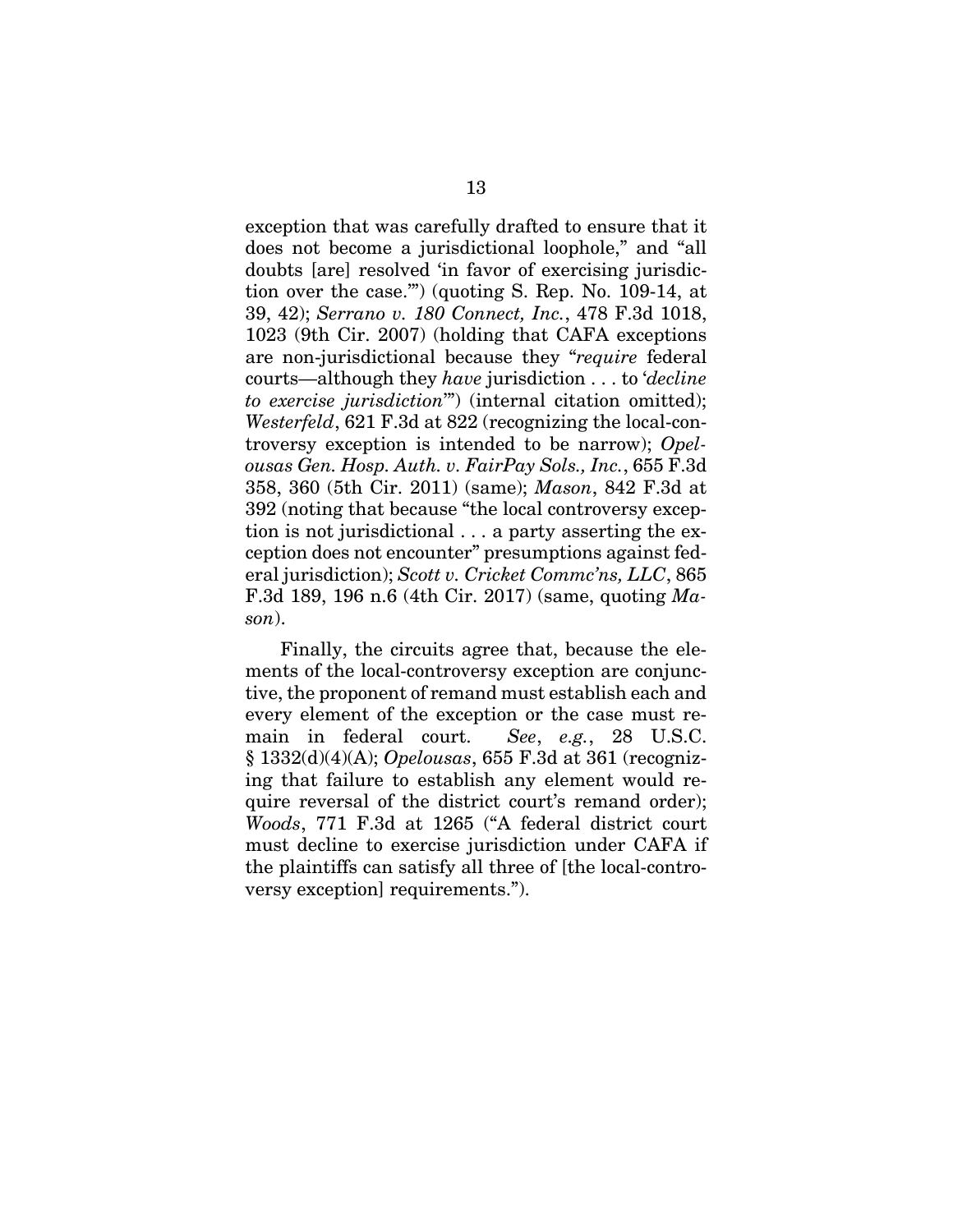exception that was carefully drafted to ensure that it does not become a jurisdictional loophole," and "all doubts [are] resolved 'in favor of exercising jurisdiction over the case.'") (quoting S. Rep. No. 109-14, at 39, 42); *Serrano v. 180 Connect, Inc.*, 478 F.3d 1018, 1023 (9th Cir. 2007) (holding that CAFA exceptions are non-jurisdictional because they "*require* federal courts—although they *have* jurisdiction . . . to '*decline to exercise jurisdiction*'") (internal citation omitted); *Westerfeld*, 621 F.3d at 822 (recognizing the local-controversy exception is intended to be narrow); *Opelousas Gen. Hosp. Auth. v. FairPay Sols., Inc.*, 655 F.3d 358, 360 (5th Cir. 2011) (same); *Mason*, 842 F.3d at 392 (noting that because "the local controversy exception is not jurisdictional . . . a party asserting the exception does not encounter" presumptions against federal jurisdiction); *Scott v. Cricket Commc'ns, LLC*, 865 F.3d 189, 196 n.6 (4th Cir. 2017) (same, quoting *Mason*).

Finally, the circuits agree that, because the elements of the local-controversy exception are conjunctive, the proponent of remand must establish each and every element of the exception or the case must remain in federal court. *See*, *e.g.*, 28 U.S.C. § 1332(d)(4)(A); *Opelousas*, 655 F.3d at 361 (recognizing that failure to establish any element would require reversal of the district court's remand order); *Woods*, 771 F.3d at 1265 ("A federal district court must decline to exercise jurisdiction under CAFA if the plaintiffs can satisfy all three of [the local-controversy exception] requirements.").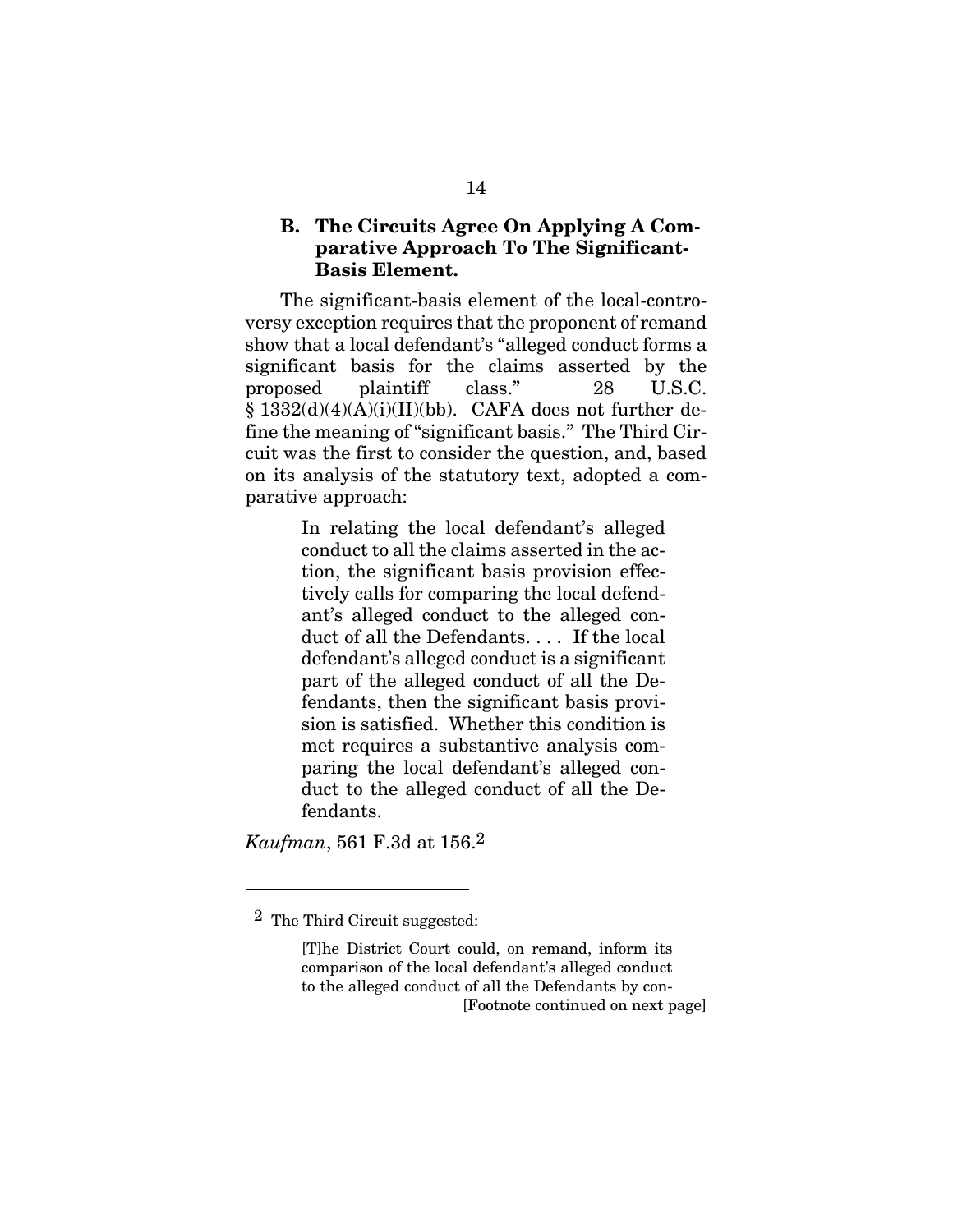## B. The Circuits Agree On Applying A Comparative Approach To The Significant-Basis Element.

The significant-basis element of the local-controversy exception requires that the proponent of remand show that a local defendant's "alleged conduct forms a significant basis for the claims asserted by the proposed plaintiff class." 28 U.S.C. § 1332(d)(4)(A)(i)(II)(bb). CAFA does not further define the meaning of "significant basis." The Third Circuit was the first to consider the question, and, based on its analysis of the statutory text, adopted a comparative approach:

> In relating the local defendant's alleged conduct to all the claims asserted in the action, the significant basis provision effectively calls for comparing the local defendant's alleged conduct to the alleged conduct of all the Defendants. . . . If the local defendant's alleged conduct is a significant part of the alleged conduct of all the Defendants, then the significant basis provision is satisfied. Whether this condition is met requires a substantive analysis comparing the local defendant's alleged conduct to the alleged conduct of all the Defendants.

*Kaufman*, 561 F.3d at 156.[2]

---

[2] The Third Circuit suggested:

> [T]he District Court could, on remand, inform its comparison of the local defendant's alleged conduct to the alleged conduct of all the Defendants by con-

[Footnote continued on next page]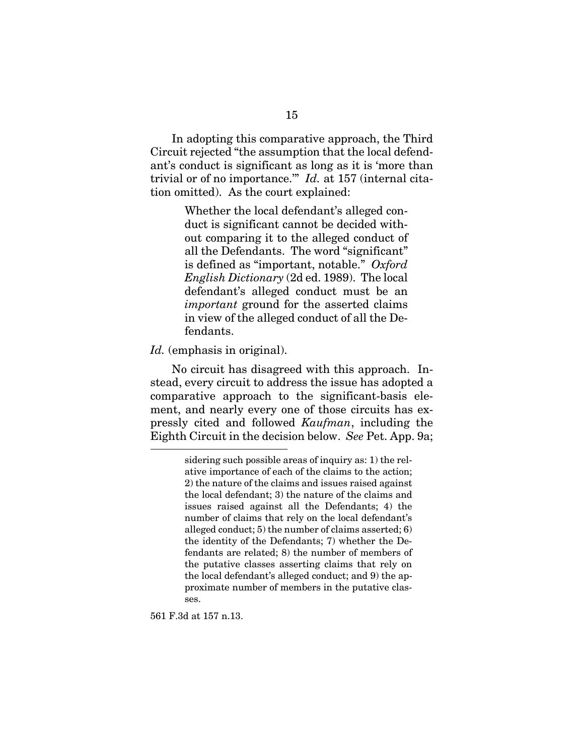In adopting this comparative approach, the Third Circuit rejected "the assumption that the local defendant's conduct is significant as long as it is 'more than trivial or of no importance.'" *Id.* at 157 (internal citation omitted). As the court explained:

> Whether the local defendant's alleged conduct is significant cannot be decided without comparing it to the alleged conduct of all the Defendants. The word "significant" is defined as "important, notable." *Oxford English Dictionary* (2d ed. 1989). The local defendant's alleged conduct must be an *important* ground for the asserted claims in view of the alleged conduct of all the Defendants.

*Id.* (emphasis in original).

No circuit has disagreed with this approach. Instead, every circuit to address the issue has adopted a comparative approach to the significant-basis element, and nearly every one of those circuits has expressly cited and followed *Kaufman*, including the Eighth Circuit in the decision below. *See* Pet. App. 9a;

---

> sidering such possible areas of inquiry as: 1) the relative importance of each of the claims to the action; 2) the nature of the claims and issues raised against the local defendant; 3) the nature of the claims and issues raised against all the Defendants; 4) the number of claims that rely on the local defendant's alleged conduct; 5) the number of claims asserted; 6) the identity of the Defendants; 7) whether the Defendants are related; 8) the number of members of the putative classes asserting claims that rely on the local defendant's alleged conduct; and 9) the approximate number of members in the putative classes.

561 F.3d at 157 n.13.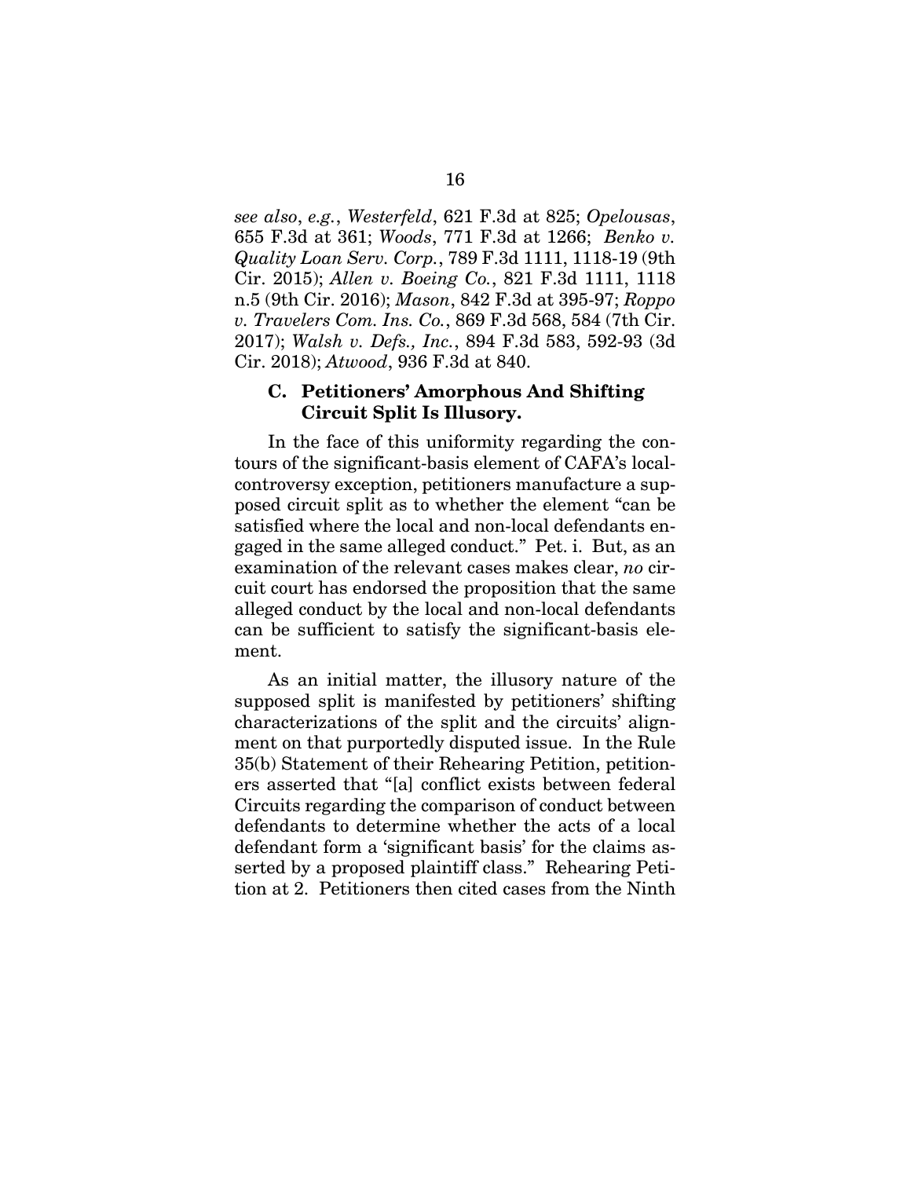*see also*, *e.g.*, *Westerfeld*, 621 F.3d at 825; *Opelousas*, 655 F.3d at 361; *Woods*, 771 F.3d at 1266; *Benko v. Quality Loan Serv. Corp.*, 789 F.3d 1111, 1118-19 (9th Cir. 2015); *Allen v. Boeing Co.*, 821 F.3d 1111, 1118 n.5 (9th Cir. 2016); *Mason*, 842 F.3d at 395-97; *Roppo v. Travelers Com. Ins. Co.*, 869 F.3d 568, 584 (7th Cir. 2017); *Walsh v. Defs., Inc.*, 894 F.3d 583, 592-93 (3d Cir. 2018); *Atwood*, 936 F.3d at 840.

### C. Petitioners' Amorphous And Shifting Circuit Split Is Illusory.

In the face of this uniformity regarding the contours of the significant-basis element of CAFA's local-controversy exception, petitioners manufacture a supposed circuit split as to whether the element "can be satisfied where the local and non-local defendants engaged in the same alleged conduct." Pet. i. But, as an examination of the relevant cases makes clear, *no* circuit court has endorsed the proposition that the same alleged conduct by the local and non-local defendants can be sufficient to satisfy the significant-basis element.

As an initial matter, the illusory nature of the supposed split is manifested by petitioners' shifting characterizations of the split and the circuits' alignment on that purportedly disputed issue. In the Rule 35(b) Statement of their Rehearing Petition, petitioners asserted that "[a] conflict exists between federal Circuits regarding the comparison of conduct between defendants to determine whether the acts of a local defendant form a 'significant basis' for the claims asserted by a proposed plaintiff class." Rehearing Petition at 2. Petitioners then cited cases from the Ninth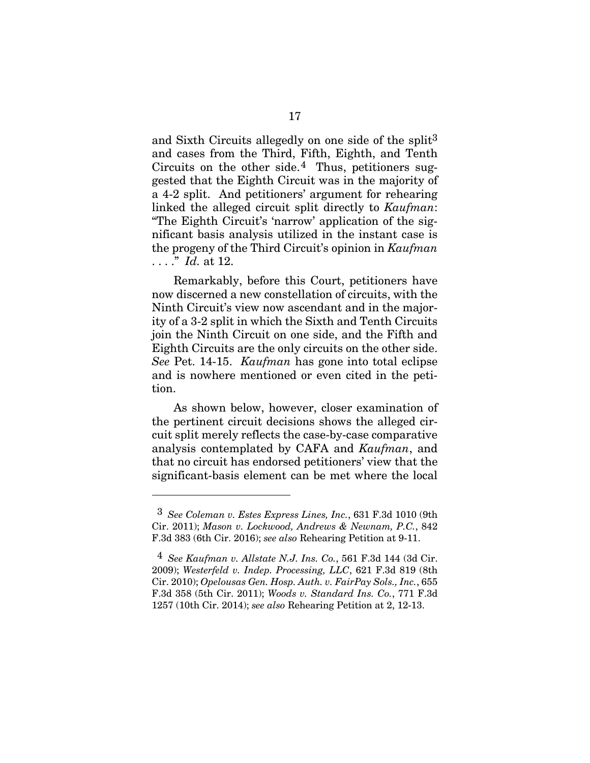and Sixth Circuits allegedly on one side of the split[3] and cases from the Third, Fifth, Eighth, and Tenth Circuits on the other side.[4] Thus, petitioners suggested that the Eighth Circuit was in the majority of a 4-2 split. And petitioners' argument for rehearing linked the alleged circuit split directly to *Kaufman*: "The Eighth Circuit's 'narrow' application of the significant basis analysis utilized in the instant case is the progeny of the Third Circuit's opinion in *Kaufman* . . . ." *Id.* at 12.

Remarkably, before this Court, petitioners have now discerned a new constellation of circuits, with the Ninth Circuit's view now ascendant and in the majority of a 3-2 split in which the Sixth and Tenth Circuits join the Ninth Circuit on one side, and the Fifth and Eighth Circuits are the only circuits on the other side. *See* Pet. 14-15. *Kaufman* has gone into total eclipse and is nowhere mentioned or even cited in the petition.

As shown below, however, closer examination of the pertinent circuit decisions shows the alleged circuit split merely reflects the case-by-case comparative analysis contemplated by CAFA and *Kaufman*, and that no circuit has endorsed petitioners' view that the significant-basis element can be met where the local

---

[3] *See Coleman v. Estes Express Lines, Inc.*, 631 F.3d 1010 (9th Cir. 2011); *Mason v. Lockwood, Andrews & Newnam, P.C.*, 842 F.3d 383 (6th Cir. 2016); *see also* Rehearing Petition at 9-11.

[4] *See Kaufman v. Allstate N.J. Ins. Co.*, 561 F.3d 144 (3d Cir. 2009); *Westerfeld v. Indep. Processing, LLC*, 621 F.3d 819 (8th Cir. 2010); *Opelousas Gen. Hosp. Auth. v. FairPay Sols., Inc.*, 655 F.3d 358 (5th Cir. 2011); *Woods v. Standard Ins. Co.*, 771 F.3d 1257 (10th Cir. 2014); *see also* Rehearing Petition at 2, 12-13.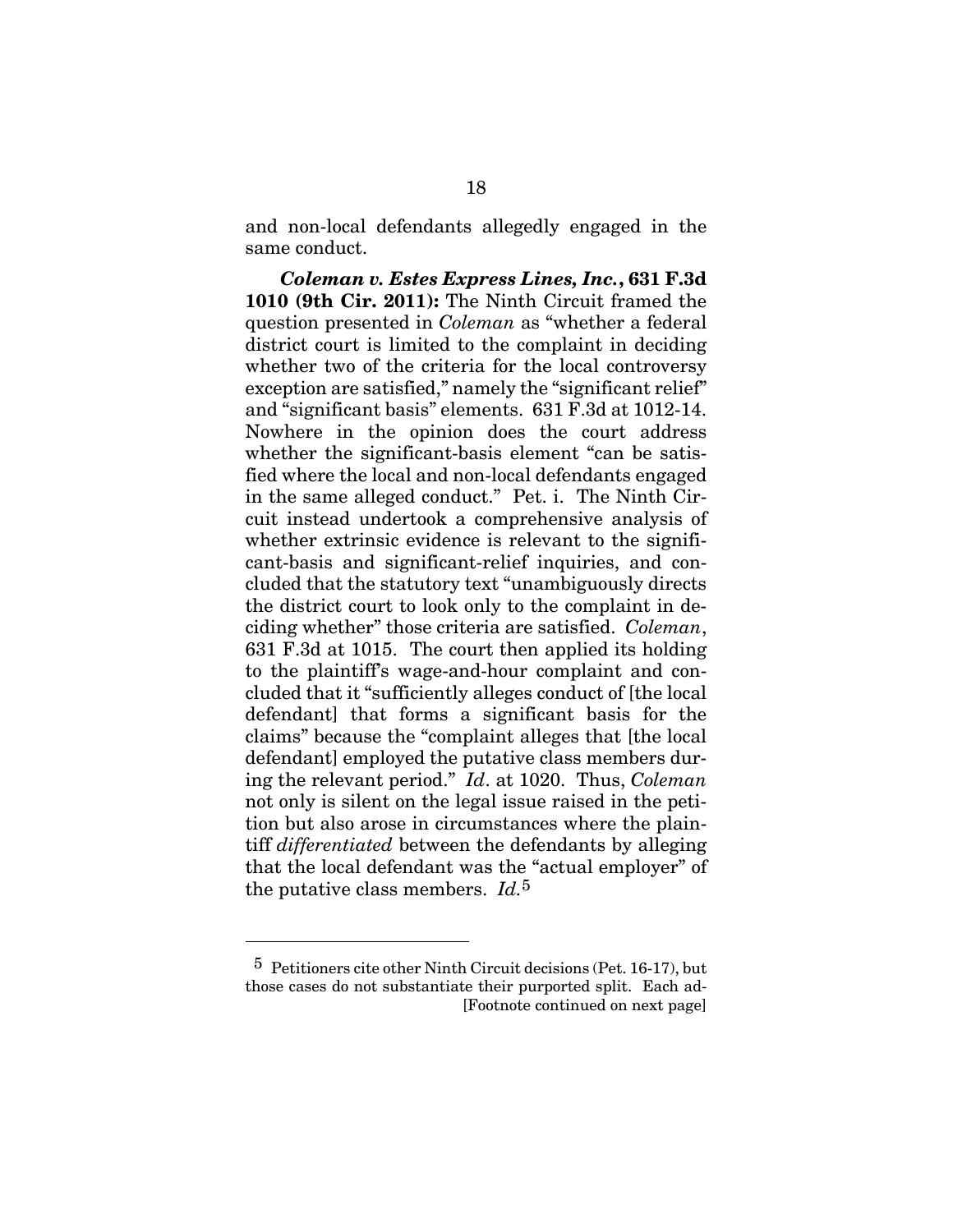and non-local defendants allegedly engaged in the same conduct.

***Coleman v. Estes Express Lines, Inc.*, 631 F.3d 1010 (9th Cir. 2011):** The Ninth Circuit framed the question presented in *Coleman* as "whether a federal district court is limited to the complaint in deciding whether two of the criteria for the local controversy exception are satisfied," namely the "significant relief" and "significant basis" elements. 631 F.3d at 1012-14. Nowhere in the opinion does the court address whether the significant-basis element "can be satisfied where the local and non-local defendants engaged in the same alleged conduct." Pet. i. The Ninth Circuit instead undertook a comprehensive analysis of whether extrinsic evidence is relevant to the significant-basis and significant-relief inquiries, and concluded that the statutory text "unambiguously directs the district court to look only to the complaint in deciding whether" those criteria are satisfied. *Coleman*, 631 F.3d at 1015. The court then applied its holding to the plaintiff's wage-and-hour complaint and concluded that it "sufficiently alleges conduct of [the local defendant] that forms a significant basis for the claims" because the "complaint alleges that [the local defendant] employed the putative class members during the relevant period." *Id*. at 1020. Thus, *Coleman* not only is silent on the legal issue raised in the petition but also arose in circumstances where the plaintiff *differentiated* between the defendants by alleging that the local defendant was the "actual employer" of the putative class members. *Id.*[5]

---

[5] Petitioners cite other Ninth Circuit decisions (Pet. 16-17), but those cases do not substantiate their purported split. Each ad-
[Footnote continued on next page]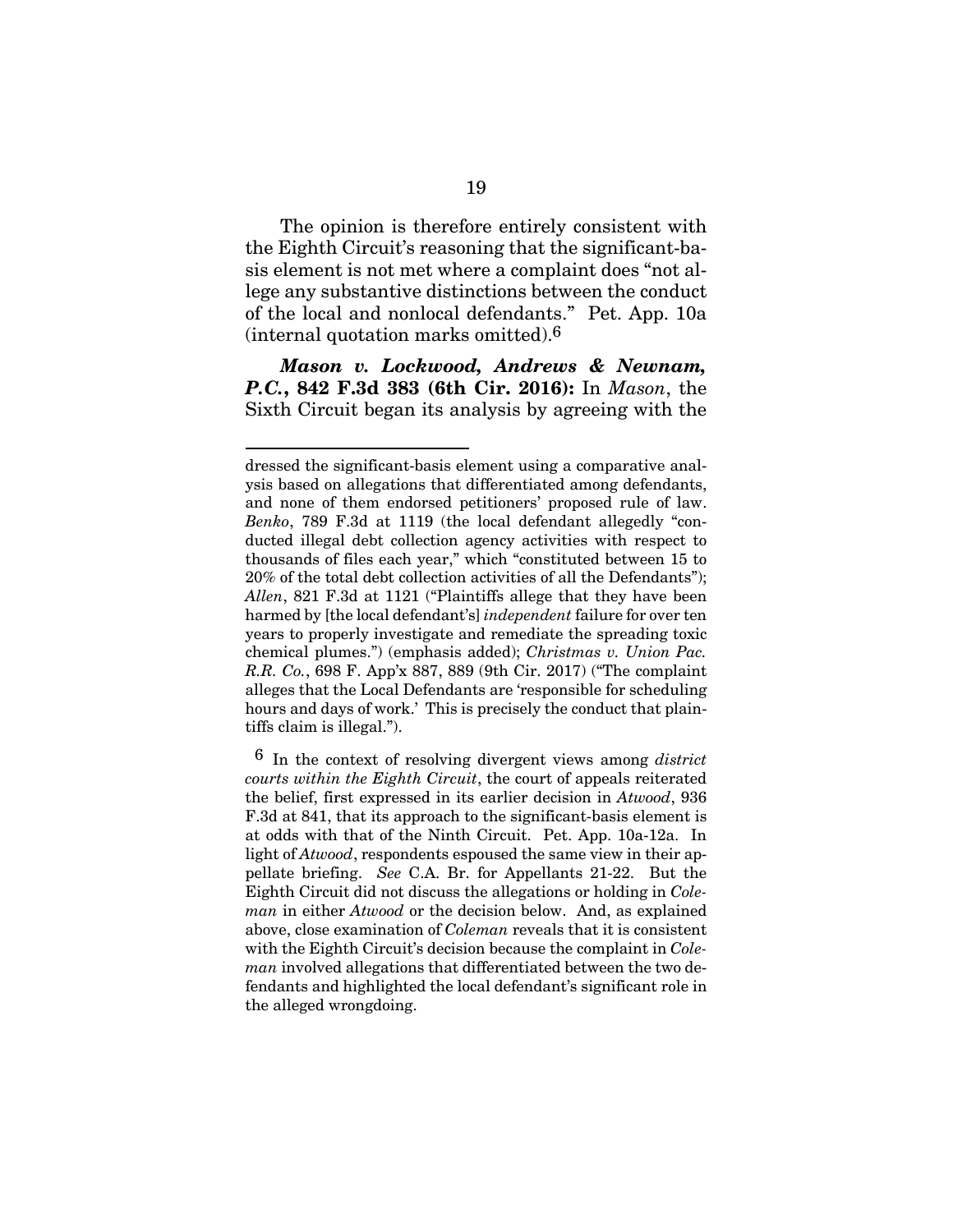The opinion is therefore entirely consistent with the Eighth Circuit's reasoning that the significant-basis element is not met where a complaint does "not allege any substantive distinctions between the conduct of the local and nonlocal defendants." Pet. App. 10a (internal quotation marks omitted).[6]

***Mason v. Lockwood, Andrews & Newnam, P.C.*, 842 F.3d 383 (6th Cir. 2016):** In *Mason*, the Sixth Circuit began its analysis by agreeing with the

---

dressed the significant-basis element using a comparative analysis based on allegations that differentiated among defendants, and none of them endorsed petitioners' proposed rule of law. *Benko*, 789 F.3d at 1119 (the local defendant allegedly "conducted illegal debt collection agency activities with respect to thousands of files each year," which "constituted between 15 to 20% of the total debt collection activities of all the Defendants"); *Allen*, 821 F.3d at 1121 ("Plaintiffs allege that they have been harmed by [the local defendant's] *independent* failure for over ten years to properly investigate and remediate the spreading toxic chemical plumes.") (emphasis added); *Christmas v. Union Pac. R.R. Co.*, 698 F. App'x 887, 889 (9th Cir. 2017) ("The complaint alleges that the Local Defendants are 'responsible for scheduling hours and days of work.' This is precisely the conduct that plaintiffs claim is illegal.").

[6] In the context of resolving divergent views among *district courts within the Eighth Circuit*, the court of appeals reiterated the belief, first expressed in its earlier decision in *Atwood*, 936 F.3d at 841, that its approach to the significant-basis element is at odds with that of the Ninth Circuit. Pet. App. 10a-12a. In light of *Atwood*, respondents espoused the same view in their appellate briefing. *See* C.A. Br. for Appellants 21-22. But the Eighth Circuit did not discuss the allegations or holding in *Coleman* in either *Atwood* or the decision below. And, as explained above, close examination of *Coleman* reveals that it is consistent with the Eighth Circuit's decision because the complaint in *Coleman* involved allegations that differentiated between the two defendants and highlighted the local defendant's significant role in the alleged wrongdoing.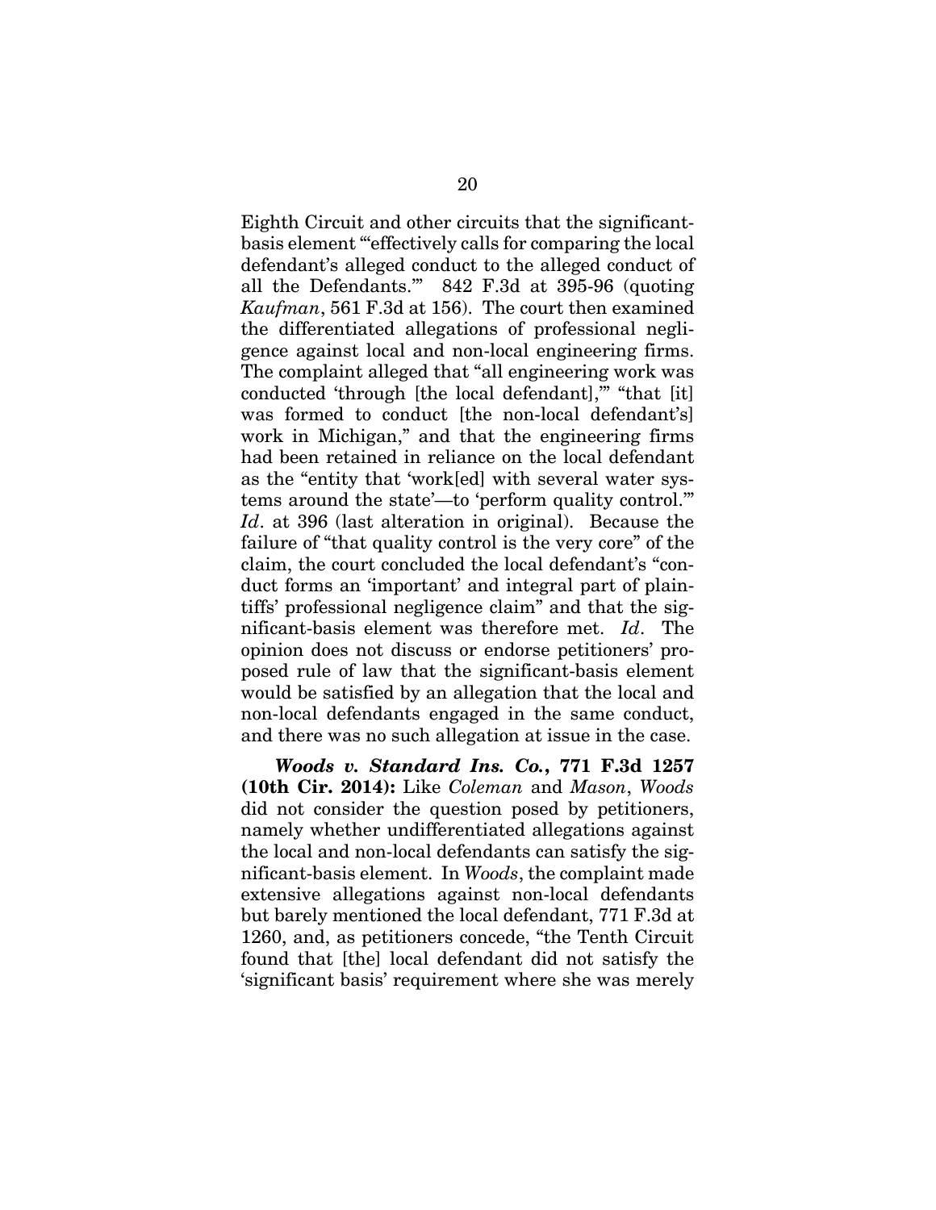Eighth Circuit and other circuits that the significant-basis element "'effectively calls for comparing the local defendant's alleged conduct to the alleged conduct of all the Defendants.'" 842 F.3d at 395-96 (quoting *Kaufman*, 561 F.3d at 156). The court then examined the differentiated allegations of professional negligence against local and non-local engineering firms. The complaint alleged that "all engineering work was conducted 'through [the local defendant],'" "that [it] was formed to conduct [the non-local defendant's] work in Michigan," and that the engineering firms had been retained in reliance on the local defendant as the "entity that 'work[ed] with several water systems around the state'—to 'perform quality control.'" *Id*. at 396 (last alteration in original). Because the failure of "that quality control is the very core" of the claim, the court concluded the local defendant's "conduct forms an 'important' and integral part of plaintiffs' professional negligence claim" and that the significant-basis element was therefore met. *Id*. The opinion does not discuss or endorse petitioners' proposed rule of law that the significant-basis element would be satisfied by an allegation that the local and non-local defendants engaged in the same conduct, and there was no such allegation at issue in the case.

***Woods v. Standard Ins. Co.*, 771 F.3d 1257 (10th Cir. 2014):** Like *Coleman* and *Mason*, *Woods* did not consider the question posed by petitioners, namely whether undifferentiated allegations against the local and non-local defendants can satisfy the significant-basis element. In *Woods*, the complaint made extensive allegations against non-local defendants but barely mentioned the local defendant, 771 F.3d at 1260, and, as petitioners concede, "the Tenth Circuit found that [the] local defendant did not satisfy the 'significant basis' requirement where she was merely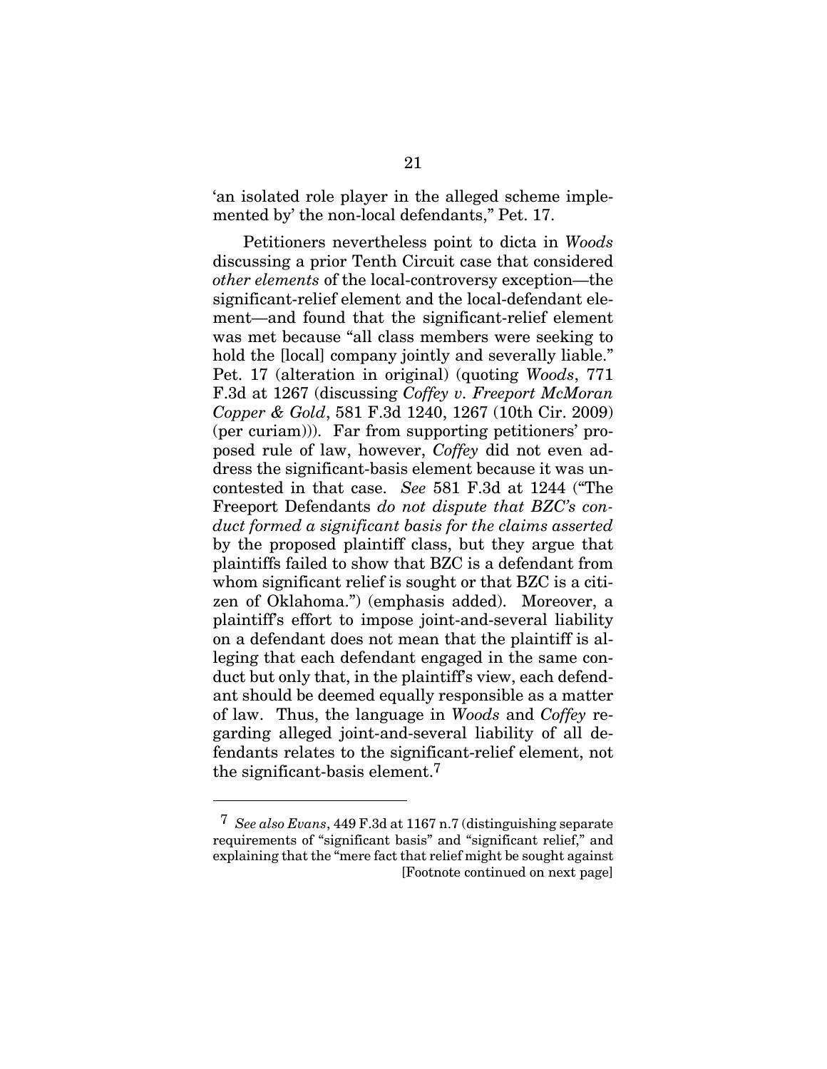'an isolated role player in the alleged scheme implemented by' the non-local defendants," Pet. 17.

Petitioners nevertheless point to dicta in *Woods* discussing a prior Tenth Circuit case that considered *other elements* of the local-controversy exception—the significant-relief element and the local-defendant element—and found that the significant-relief element was met because "all class members were seeking to hold the [local] company jointly and severally liable." Pet. 17 (alteration in original) (quoting *Woods*, 771 F.3d at 1267 (discussing *Coffey v. Freeport McMoran Copper & Gold*, 581 F.3d 1240, 1267 (10th Cir. 2009) (per curiam))). Far from supporting petitioners' proposed rule of law, however, *Coffey* did not even address the significant-basis element because it was uncontested in that case. *See* 581 F.3d at 1244 ("The Freeport Defendants *do not dispute that BZC's conduct formed a significant basis for the claims asserted* by the proposed plaintiff class, but they argue that plaintiffs failed to show that BZC is a defendant from whom significant relief is sought or that BZC is a citizen of Oklahoma.") (emphasis added). Moreover, a plaintiff's effort to impose joint-and-several liability on a defendant does not mean that the plaintiff is alleging that each defendant engaged in the same conduct but only that, in the plaintiff's view, each defendant should be deemed equally responsible as a matter of law. Thus, the language in *Woods* and *Coffey* regarding alleged joint-and-several liability of all defendants relates to the significant-relief element, not the significant-basis element.[7]

---

[7] *See also Evans*, 449 F.3d at 1167 n.7 (distinguishing separate requirements of "significant basis" and "significant relief," and explaining that the "mere fact that relief might be sought against [Footnote continued on next page]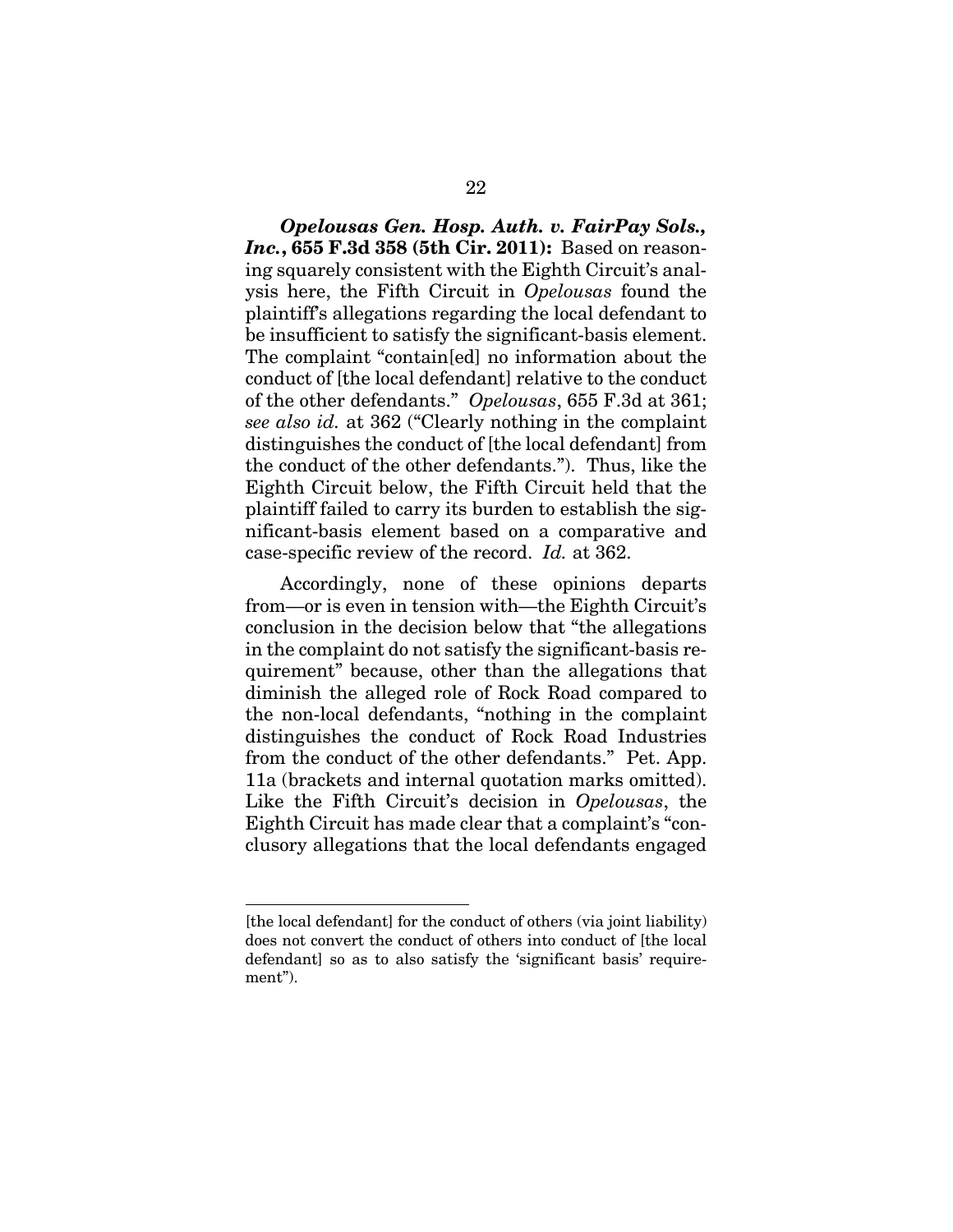***Opelousas Gen. Hosp. Auth. v. FairPay Sols., Inc.*, 655 F.3d 358 (5th Cir. 2011):** Based on reasoning squarely consistent with the Eighth Circuit's analysis here, the Fifth Circuit in *Opelousas* found the plaintiff's allegations regarding the local defendant to be insufficient to satisfy the significant-basis element. The complaint "contain[ed] no information about the conduct of [the local defendant] relative to the conduct of the other defendants." *Opelousas*, 655 F.3d at 361; *see also id.* at 362 ("Clearly nothing in the complaint distinguishes the conduct of [the local defendant] from the conduct of the other defendants."). Thus, like the Eighth Circuit below, the Fifth Circuit held that the plaintiff failed to carry its burden to establish the significant-basis element based on a comparative and case-specific review of the record. *Id.* at 362.

Accordingly, none of these opinions departs from—or is even in tension with—the Eighth Circuit's conclusion in the decision below that "the allegations in the complaint do not satisfy the significant-basis requirement" because, other than the allegations that diminish the alleged role of Rock Road compared to the non-local defendants, "nothing in the complaint distinguishes the conduct of Rock Road Industries from the conduct of the other defendants." Pet. App. 11a (brackets and internal quotation marks omitted). Like the Fifth Circuit's decision in *Opelousas*, the Eighth Circuit has made clear that a complaint's "conclusory allegations that the local defendants engaged

---

[the local defendant] for the conduct of others (via joint liability) does not convert the conduct of others into conduct of [the local defendant] so as to also satisfy the 'significant basis' requirement").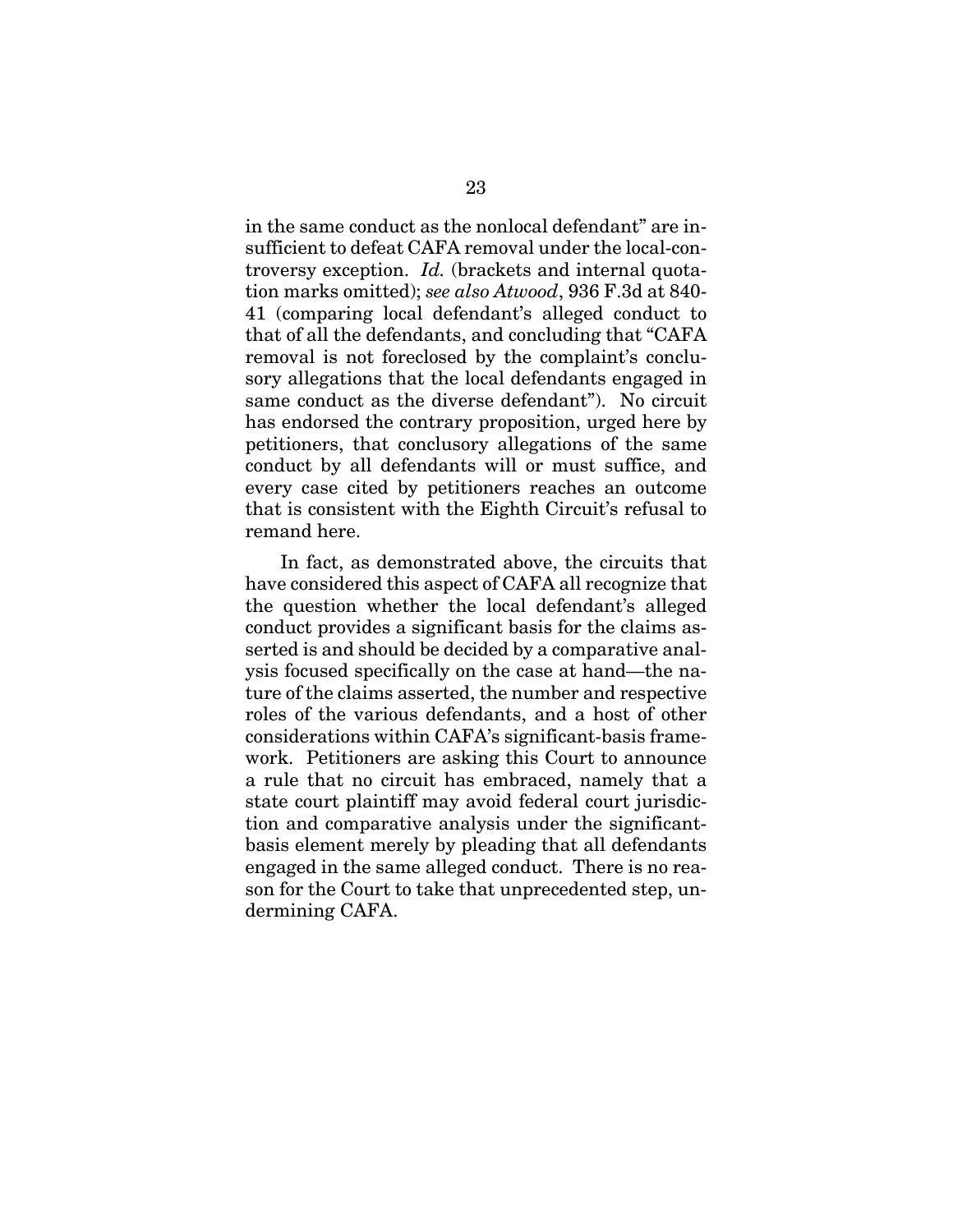in the same conduct as the nonlocal defendant" are insufficient to defeat CAFA removal under the local-controversy exception. *Id.* (brackets and internal quotation marks omitted); *see also Atwood*, 936 F.3d at 840-41 (comparing local defendant's alleged conduct to that of all the defendants, and concluding that "CAFA removal is not foreclosed by the complaint's conclusory allegations that the local defendants engaged in same conduct as the diverse defendant"). No circuit has endorsed the contrary proposition, urged here by petitioners, that conclusory allegations of the same conduct by all defendants will or must suffice, and every case cited by petitioners reaches an outcome that is consistent with the Eighth Circuit's refusal to remand here.

In fact, as demonstrated above, the circuits that have considered this aspect of CAFA all recognize that the question whether the local defendant's alleged conduct provides a significant basis for the claims asserted is and should be decided by a comparative analysis focused specifically on the case at hand—the nature of the claims asserted, the number and respective roles of the various defendants, and a host of other considerations within CAFA's significant-basis framework. Petitioners are asking this Court to announce a rule that no circuit has embraced, namely that a state court plaintiff may avoid federal court jurisdiction and comparative analysis under the significant-basis element merely by pleading that all defendants engaged in the same alleged conduct. There is no reason for the Court to take that unprecedented step, undermining CAFA.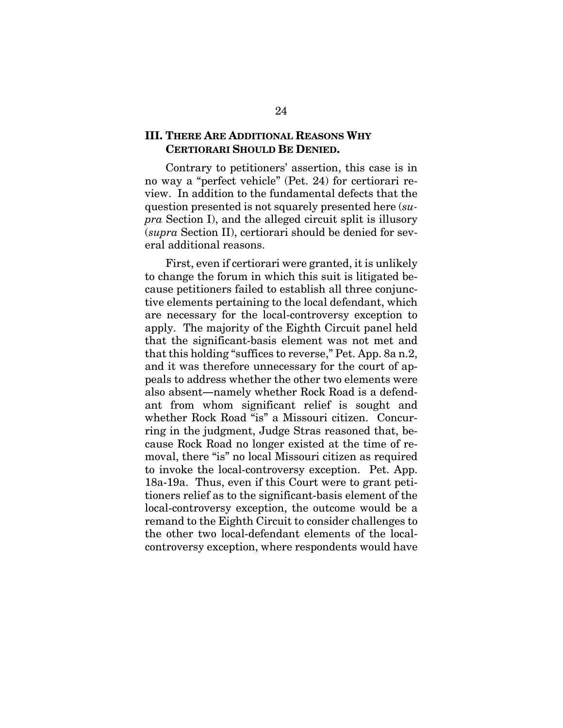## III. THERE ARE ADDITIONAL REASONS WHY CERTIORARI SHOULD BE DENIED.

Contrary to petitioners' assertion, this case is in no way a "perfect vehicle" (Pet. 24) for certiorari review. In addition to the fundamental defects that the question presented is not squarely presented here (*supra* Section I), and the alleged circuit split is illusory (*supra* Section II), certiorari should be denied for several additional reasons.

First, even if certiorari were granted, it is unlikely to change the forum in which this suit is litigated because petitioners failed to establish all three conjunctive elements pertaining to the local defendant, which are necessary for the local-controversy exception to apply. The majority of the Eighth Circuit panel held that the significant-basis element was not met and that this holding "suffices to reverse," Pet. App. 8a n.2, and it was therefore unnecessary for the court of appeals to address whether the other two elements were also absent—namely whether Rock Road is a defendant from whom significant relief is sought and whether Rock Road "is" a Missouri citizen. Concurring in the judgment, Judge Stras reasoned that, because Rock Road no longer existed at the time of removal, there "is" no local Missouri citizen as required to invoke the local-controversy exception. Pet. App. 18a-19a. Thus, even if this Court were to grant petitioners relief as to the significant-basis element of the local-controversy exception, the outcome would be a remand to the Eighth Circuit to consider challenges to the other two local-defendant elements of the local-controversy exception, where respondents would have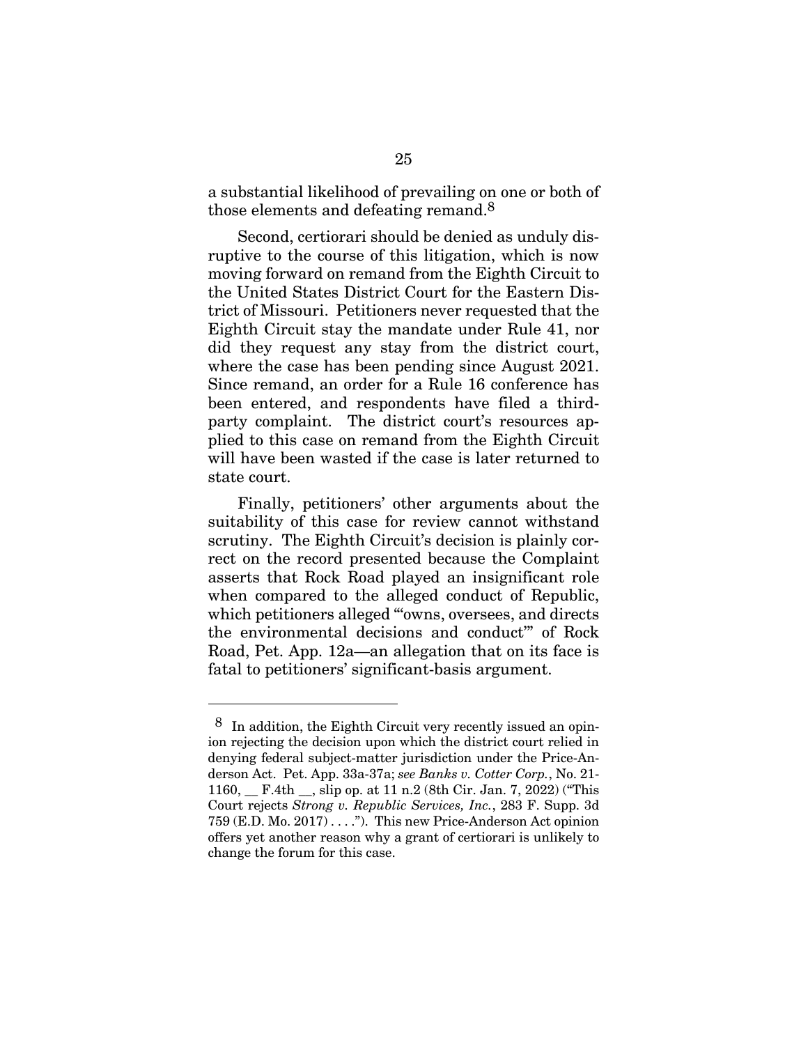a substantial likelihood of prevailing on one or both of those elements and defeating remand.[8]

Second, certiorari should be denied as unduly disruptive to the course of this litigation, which is now moving forward on remand from the Eighth Circuit to the United States District Court for the Eastern District of Missouri. Petitioners never requested that the Eighth Circuit stay the mandate under Rule 41, nor did they request any stay from the district court, where the case has been pending since August 2021. Since remand, an order for a Rule 16 conference has been entered, and respondents have filed a third-party complaint. The district court's resources applied to this case on remand from the Eighth Circuit will have been wasted if the case is later returned to state court.

Finally, petitioners' other arguments about the suitability of this case for review cannot withstand scrutiny. The Eighth Circuit's decision is plainly correct on the record presented because the Complaint asserts that Rock Road played an insignificant role when compared to the alleged conduct of Republic, which petitioners alleged "'owns, oversees, and directs the environmental decisions and conduct'" of Rock Road, Pet. App. 12a—an allegation that on its face is fatal to petitioners' significant-basis argument.

---

[8] In addition, the Eighth Circuit very recently issued an opinion rejecting the decision upon which the district court relied in denying federal subject-matter jurisdiction under the Price-Anderson Act. Pet. App. 33a-37a; *see Banks v. Cotter Corp.*, No. 21-1160, __ F.4th __, slip op. at 11 n.2 (8th Cir. Jan. 7, 2022) ("This Court rejects *Strong v. Republic Services, Inc.*, 283 F. Supp. 3d 759 (E.D. Mo. 2017) . . . ."). This new Price-Anderson Act opinion offers yet another reason why a grant of certiorari is unlikely to change the forum for this case.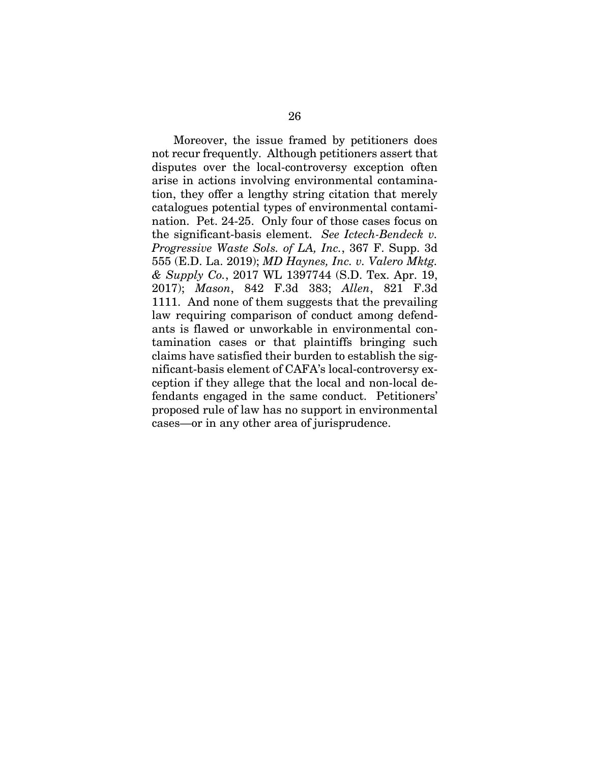Moreover, the issue framed by petitioners does not recur frequently. Although petitioners assert that disputes over the local-controversy exception often arise in actions involving environmental contamination, they offer a lengthy string citation that merely catalogues potential types of environmental contamination. Pet. 24-25. Only four of those cases focus on the significant-basis element. *See Ictech-Bendeck v. Progressive Waste Sols. of LA, Inc.*, 367 F. Supp. 3d 555 (E.D. La. 2019); *MD Haynes, Inc. v. Valero Mktg. & Supply Co.*, 2017 WL 1397744 (S.D. Tex. Apr. 19, 2017); *Mason*, 842 F.3d 383; *Allen*, 821 F.3d 1111. And none of them suggests that the prevailing law requiring comparison of conduct among defendants is flawed or unworkable in environmental contamination cases or that plaintiffs bringing such claims have satisfied their burden to establish the significant-basis element of CAFA's local-controversy exception if they allege that the local and non-local defendants engaged in the same conduct. Petitioners' proposed rule of law has no support in environmental cases—or in any other area of jurisprudence.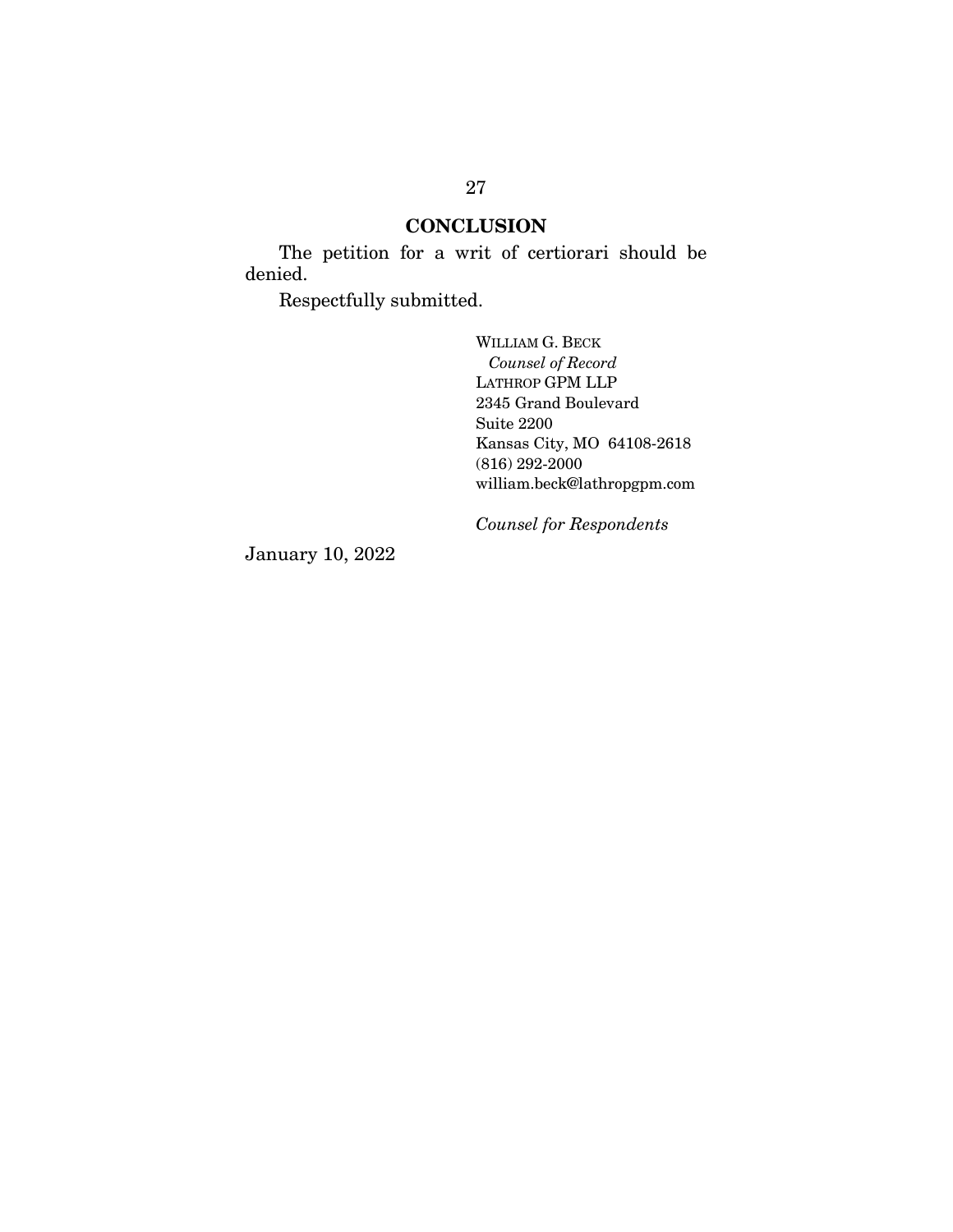## CONCLUSION

The petition for a writ of certiorari should be denied.

Respectfully submitted.

WILLIAM G. BECK
*Counsel of Record*
LATHROP GPM LLP
2345 Grand Boulevard
Suite 2200
Kansas City, MO 64108-2618
(816) 292-2000
william.beck@lathropgpm.com

*Counsel for Respondents*

January 10, 2022